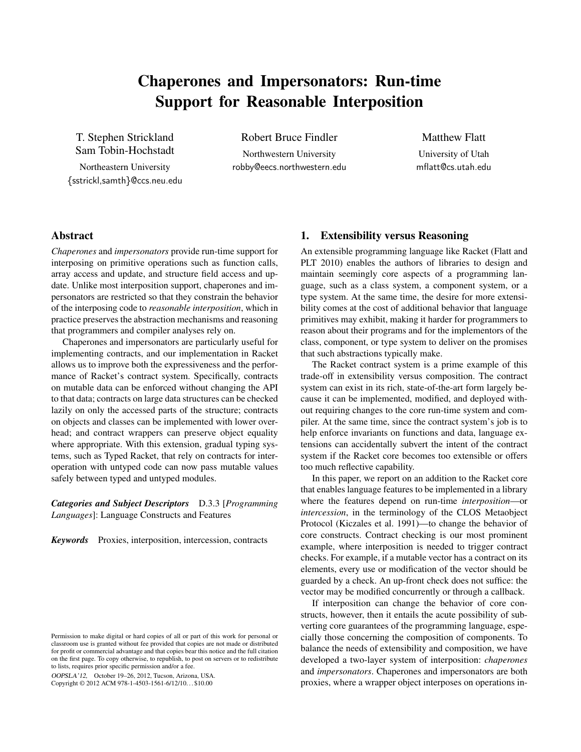# Chaperones and Impersonators: Run-time Support for Reasonable Interposition

T. Stephen Strickland
Sam Tobin-Hochstadt
Northeastern University
{sstrickl,samth}@ccs.neu.edu

Robert Bruce Findler
Northwestern University
robby@eecs.northwestern.edu

Matthew Flatt
University of Utah
mflatt@cs.utah.edu

## Abstract

*Chaperones* and *impersonators* provide run-time support for interposing on primitive operations such as function calls, array access and update, and structure field access and update. Unlike most interposition support, chaperones and impersonators are restricted so that they constrain the behavior of the interposing code to *reasonable interposition*, which in practice preserves the abstraction mechanisms and reasoning that programmers and compiler analyses rely on.

Chaperones and impersonators are particularly useful for implementing contracts, and our implementation in Racket allows us to improve both the expressiveness and the performance of Racket's contract system. Specifically, contracts on mutable data can be enforced without changing the API to that data; contracts on large data structures can be checked lazily on only the accessed parts of the structure; contracts on objects and classes can be implemented with lower overhead; and contract wrappers can preserve object equality where appropriate. With this extension, gradual typing systems, such as Typed Racket, that rely on contracts for interoperation with untyped code can now pass mutable values safely between typed and untyped modules.

***Categories and Subject Descriptors*** D.3.3 [*Programming Languages*]: Language Constructs and Features

***Keywords*** Proxies, interposition, intercession, contracts

Permission to make digital or hard copies of all or part of this work for personal or classroom use is granted without fee provided that copies are not made or distributed for profit or commercial advantage and that copies bear this notice and the full citation on the first page. To copy otherwise, to republish, to post on servers or to redistribute to lists, requires prior specific permission and/or a fee.

*OOPSLA'12*, October 19–26, 2012, Tucson, Arizona, USA.
Copyright © 2012 ACM 978-1-4503-1561-6/12/10... $10.00

## 1. Extensibility versus Reasoning

An extensible programming language like Racket (Flatt and PLT 2010) enables the authors of libraries to design and maintain seemingly core aspects of a programming language, such as a class system, a component system, or a type system. At the same time, the desire for more extensibility comes at the cost of additional behavior that language primitives may exhibit, making it harder for programmers to reason about their programs and for the implementors of the class, component, or type system to deliver on the promises that such abstractions typically make.

The Racket contract system is a prime example of this trade-off in extensibility versus composition. The contract system can exist in its rich, state-of-the-art form largely because it can be implemented, modified, and deployed without requiring changes to the core run-time system and compiler. At the same time, since the contract system's job is to help enforce invariants on functions and data, language extensions can accidentally subvert the intent of the contract system if the Racket core becomes too extensible or offers too much reflective capability.

In this paper, we report on an addition to the Racket core that enables language features to be implemented in a library where the features depend on run-time *interposition*—or *intercession*, in the terminology of the CLOS Metaobject Protocol (Kiczales et al. 1991)—to change the behavior of core constructs. Contract checking is our most prominent example, where interposition is needed to trigger contract checks. For example, if a mutable vector has a contract on its elements, every use or modification of the vector should be guarded by a check. An up-front check does not suffice: the vector may be modified concurrently or through a callback.

If interposition can change the behavior of core constructs, however, then it entails the acute possibility of subverting core guarantees of the programming language, especially those concerning the composition of components. To balance the needs of extensibility and composition, we have developed a two-layer system of interposition: *chaperones* and *impersonators*. Chaperones and impersonators are both proxies, where a wrapper object interposes on operations in-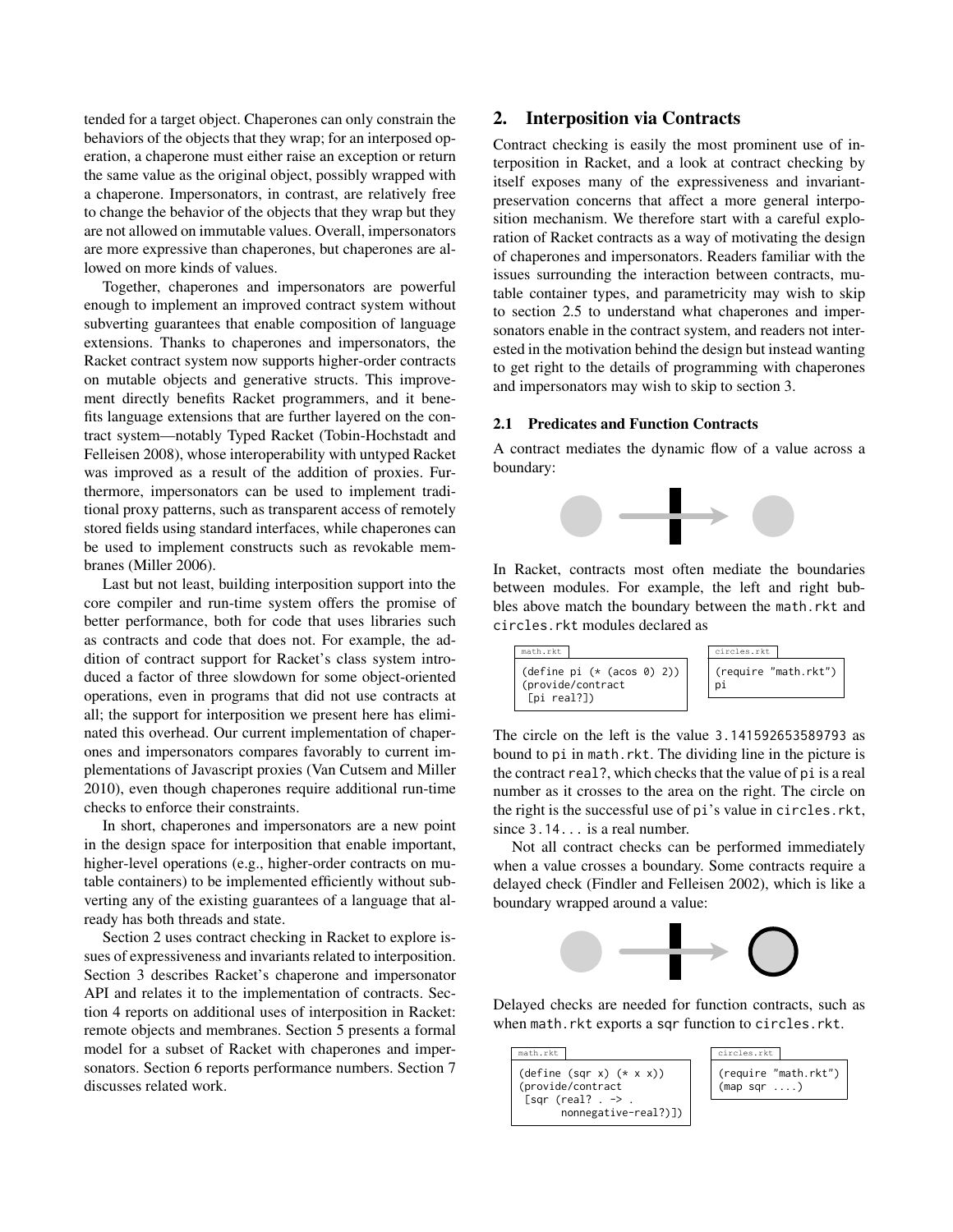tended for a target object. Chaperones can only constrain the behaviors of the objects that they wrap; for an interposed operation, a chaperone must either raise an exception or return the same value as the original object, possibly wrapped with a chaperone. Impersonators, in contrast, are relatively free to change the behavior of the objects that they wrap but they are not allowed on immutable values. Overall, impersonators are more expressive than chaperones, but chaperones are allowed on more kinds of values.

Together, chaperones and impersonators are powerful enough to implement an improved contract system without subverting guarantees that enable composition of language extensions. Thanks to chaperones and impersonators, the Racket contract system now supports higher-order contracts on mutable objects and generative structs. This improvement directly benefits Racket programmers, and it benefits language extensions that are further layered on the contract system—notably Typed Racket (Tobin-Hochstadt and Felleisen 2008), whose interoperability with untyped Racket was improved as a result of the addition of proxies. Furthermore, impersonators can be used to implement traditional proxy patterns, such as transparent access of remotely stored fields using standard interfaces, while chaperones can be used to implement constructs such as revokable membranes (Miller 2006).

Last but not least, building interposition support into the core compiler and run-time system offers the promise of better performance, both for code that uses libraries such as contracts and code that does not. For example, the addition of contract support for Racket's class system introduced a factor of three slowdown for some object-oriented operations, even in programs that did not use contracts at all; the support for interposition we present here has eliminated this overhead. Our current implementation of chaperones and impersonators compares favorably to current implementations of Javascript proxies (Van Cutsem and Miller 2010), even though chaperones require additional run-time checks to enforce their constraints.

In short, chaperones and impersonators are a new point in the design space for interposition that enable important, higher-level operations (e.g., higher-order contracts on mutable containers) to be implemented efficiently without subverting any of the existing guarantees of a language that already has both threads and state.

Section 2 uses contract checking in Racket to explore issues of expressiveness and invariants related to interposition. Section 3 describes Racket's chaperone and impersonator API and relates it to the implementation of contracts. Section 4 reports on additional uses of interposition in Racket: remote objects and membranes. Section 5 presents a formal model for a subset of Racket with chaperones and impersonators. Section 6 reports performance numbers. Section 7 discusses related work.

## 2. Interposition via Contracts

Contract checking is easily the most prominent use of interposition in Racket, and a look at contract checking by itself exposes many of the expressiveness and invariant-preservation concerns that affect a more general interposition mechanism. We therefore start with a careful exploration of Racket contracts as a way of motivating the design of chaperones and impersonators. Readers familiar with the issues surrounding the interaction between contracts, mutable container types, and parametricity may wish to skip to section 2.5 to understand what chaperones and impersonators enable in the contract system, and readers not interested in the motivation behind the design but instead wanting to get right to the details of programming with chaperones and impersonators may wish to skip to section 3.

### 2.1 Predicates and Function Contracts

A contract mediates the dynamic flow of a value across a boundary:

In Racket, contracts most often mediate the boundaries between modules. For example, the left and right bubbles above match the boundary between the math.rkt and circles.rkt modules declared as

math.rkt
```
(define pi (* (acos 0) 2))
(provide/contract
 [pi real?])
```

circles.rkt
```
(require "math.rkt")
pi
```

The circle on the left is the value 3.141592653589793 as bound to pi in math.rkt. The dividing line in the picture is the contract real?, which checks that the value of pi is a real number as it crosses to the area on the right. The circle on the right is the successful use of pi's value in circles.rkt, since 3.14... is a real number.

Not all contract checks can be performed immediately when a value crosses a boundary. Some contracts require a delayed check (Findler and Felleisen 2002), which is like a boundary wrapped around a value:

Delayed checks are needed for function contracts, such as when math.rkt exports a sqr function to circles.rkt.

math.rkt
```
(define (sqr x) (* x x))
(provide/contract
 [sqr (real? . -> .
       nonnegative-real?)])
```

circles.rkt
```
(require "math.rkt")
(map sqr ....)
```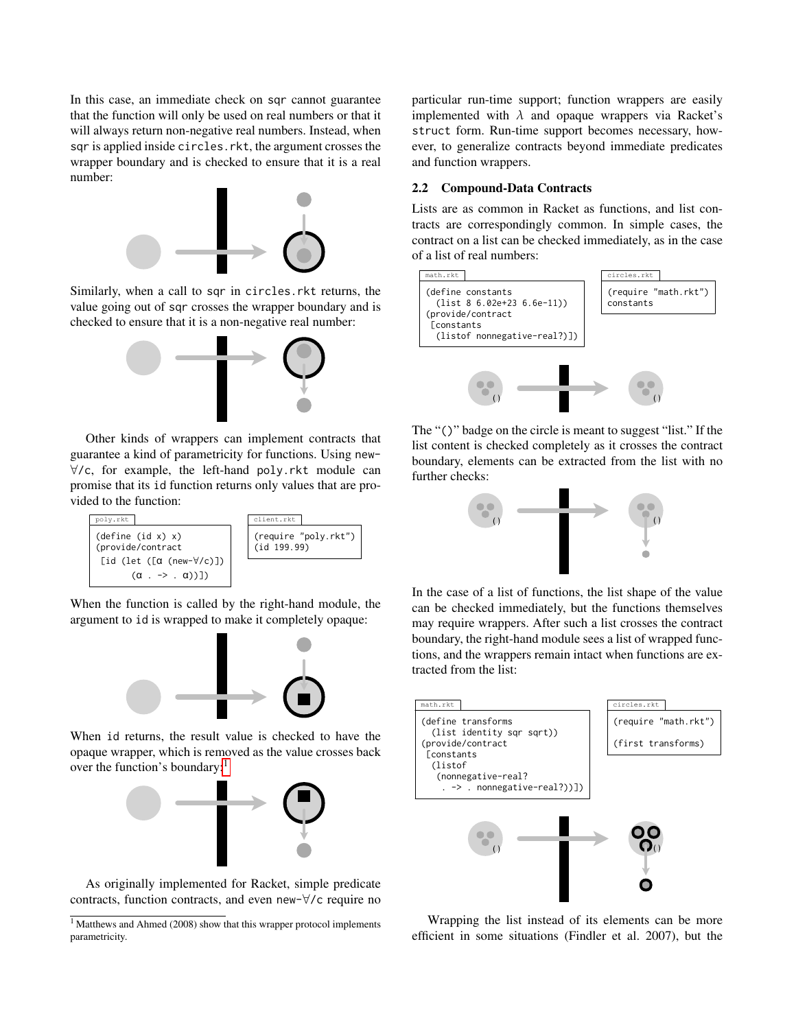In this case, an immediate check on `sqr` cannot guarantee that the function will only be used on real numbers or that it will always return non-negative real numbers. Instead, when `sqr` is applied inside `circles.rkt`, the argument crosses the wrapper boundary and is checked to ensure that it is a real number:

Similarly, when a call to `sqr` in `circles.rkt` returns, the value going out of `sqr` crosses the wrapper boundary and is checked to ensure that it is a non-negative real number:

Other kinds of wrappers can implement contracts that guarantee a kind of parametricity for functions. Using `new-∀/c`, for example, the left-hand `poly.rkt` module can promise that its `id` function returns only values that are provided to the function.

poly.rkt
```
(define (id x) x)
(provide/contract
 [id (let ([α (new-∀/c)])
       (α . -> . α))])
```

client.rkt
```
(require "poly.rkt")
(id 199.99)
```

When the function is called by the right-hand module, the argument to `id` is wrapped to make it completely opaque:

When `id` returns, the result value is checked to have the opaque wrapper, which is removed as the value crosses back over the function's boundary:[1]

As originally implemented for Racket, simple predicate contracts, function contracts, and even `new-∀/c` require no particular run-time support; function wrappers are easily implemented with $\lambda$ and opaque wrappers via Racket's `struct` form. Run-time support becomes necessary, however, to generalize contracts beyond immediate predicates and function wrappers.

### 2.2 Compound-Data Contracts

Lists are as common in Racket as functions, and list contracts are correspondingly common. In simple cases, the contract on a list can be checked immediately, as in the case of a list of real numbers:

math.rkt
```
(define constants
  (list 8 6.02e+23 6.6e-11))
(provide/contract
 [constants
  (listof nonnegative-real?)])
```

circles.rkt
```
(require "math.rkt")
constants
```

The "`()`" badge on the circle is meant to suggest "list." If the list content is checked completely as it crosses the contract boundary, elements can be extracted from the list with no further checks:

In the case of a list of functions, the list shape of the value can be checked immediately, but the functions themselves may require wrappers. After such a list crosses the contract boundary, the right-hand module sees a list of wrapped functions, and the wrappers remain intact when functions are extracted from the list:

math.rkt
```
(define transforms
  (list identity sqr sqrt))
(provide/contract
 [constants
  (listof
   (nonnegative-real?
    . -> . nonnegative-real?))])
```

circles.rkt
```
(require "math.rkt")

(first transforms)
```

Wrapping the list instead of its elements can be more efficient in some situations (Findler et al. 2007), but the

[1] Matthews and Ahmed (2008) show that this wrapper protocol implements parametricity.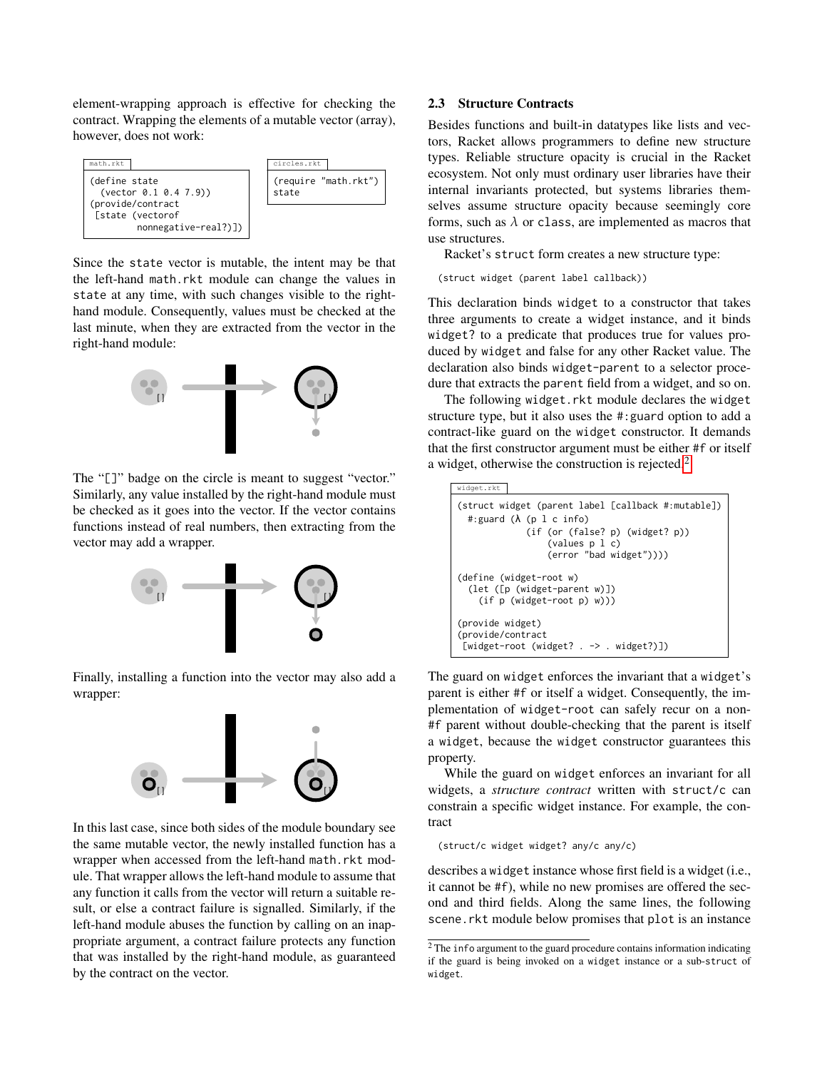element-wrapping approach is effective for checking the contract. Wrapping the elements of a mutable vector (array), however, does not work:

math.rkt

```
(define state
  (vector 0.1 0.4 7.9))
(provide/contract
 [state (vectorof
         nonnegative-real?)])
```

circles.rkt

```
(require "math.rkt")
state
```

Since the `state` vector is mutable, the intent may be that the left-hand `math.rkt` module can change the values in `state` at any time, with such changes visible to the right-hand module. Consequently, values must be checked at the last minute, when they are extracted from the vector in the right-hand module:

The "[]" badge on the circle is meant to suggest "vector." Similarly, any value installed by the right-hand module must be checked as it goes into the vector. If the vector contains functions instead of real numbers, then extracting from the vector may add a wrapper.

Finally, installing a function into the vector may also add a wrapper:

In this last case, since both sides of the module boundary see the same mutable vector, the newly installed function has a wrapper when accessed from the left-hand `math.rkt` module. That wrapper allows the left-hand module to assume that any function it calls from the vector will return a suitable result, or else a contract failure is signalled. Similarly, if the left-hand module abuses the function by calling on an inappropriate argument, a contract failure protects any function that was installed by the right-hand module, as guaranteed by the contract on the vector.

### 2.3 Structure Contracts

Besides functions and built-in datatypes like lists and vectors, Racket allows programmers to define new structure types. Reliable structure opacity is crucial in the Racket ecosystem. Not only must ordinary user libraries have their internal invariants protected, but systems libraries themselves assume structure opacity because seemingly core forms, such as $\lambda$ or `class`, are implemented as macros that use structures.

Racket's `struct` form creates a new structure type:

```
(struct widget (parent label callback))
```

This declaration binds `widget` to a constructor that takes three arguments to create a widget instance, and it binds `widget?` to a predicate that produces true for values produced by `widget` and false for any other Racket value. The declaration also binds `widget-parent` to a selector procedure that extracts the `parent` field from a widget, and so on.

The following `widget.rkt` module declares the `widget` structure type, but it also uses the `#:guard` option to add a contract-like guard on the `widget` constructor. It demands that the first constructor argument must be either `#f` or itself a widget, otherwise the construction is rejected.[2]

widget.rkt

```
(struct widget (parent label [callback #:mutable])
  #:guard (λ (p l c info)
            (if (or (false? p) (widget? p))
                (values p l c)
                (error "bad widget"))))

(define (widget-root w)
  (let ([p (widget-parent w)])
    (if p (widget-root p) w)))

(provide widget)
(provide/contract
 [widget-root (widget? . -> . widget?)])
```

The guard on `widget` enforces the invariant that a `widget`'s parent is either `#f` or itself a widget. Consequently, the implementation of `widget-root` can safely recur on a non-`#f` parent without double-checking that the parent is itself a `widget`, because the `widget` constructor guarantees this property.

While the guard on `widget` enforces an invariant for all widgets, a *structure contract* written with `struct/c` can constrain a specific widget instance. For example, the contract

```
(struct/c widget widget? any/c any/c)
```

describes a `widget` instance whose first field is a widget (i.e., it cannot be `#f`), while no new promises are offered the second and third fields. Along the same lines, the following `scene.rkt` module below promises that `plot` is an instance

[2] The `info` argument to the guard procedure contains information indicating if the guard is being invoked on a widget instance or a sub-struct of `widget`.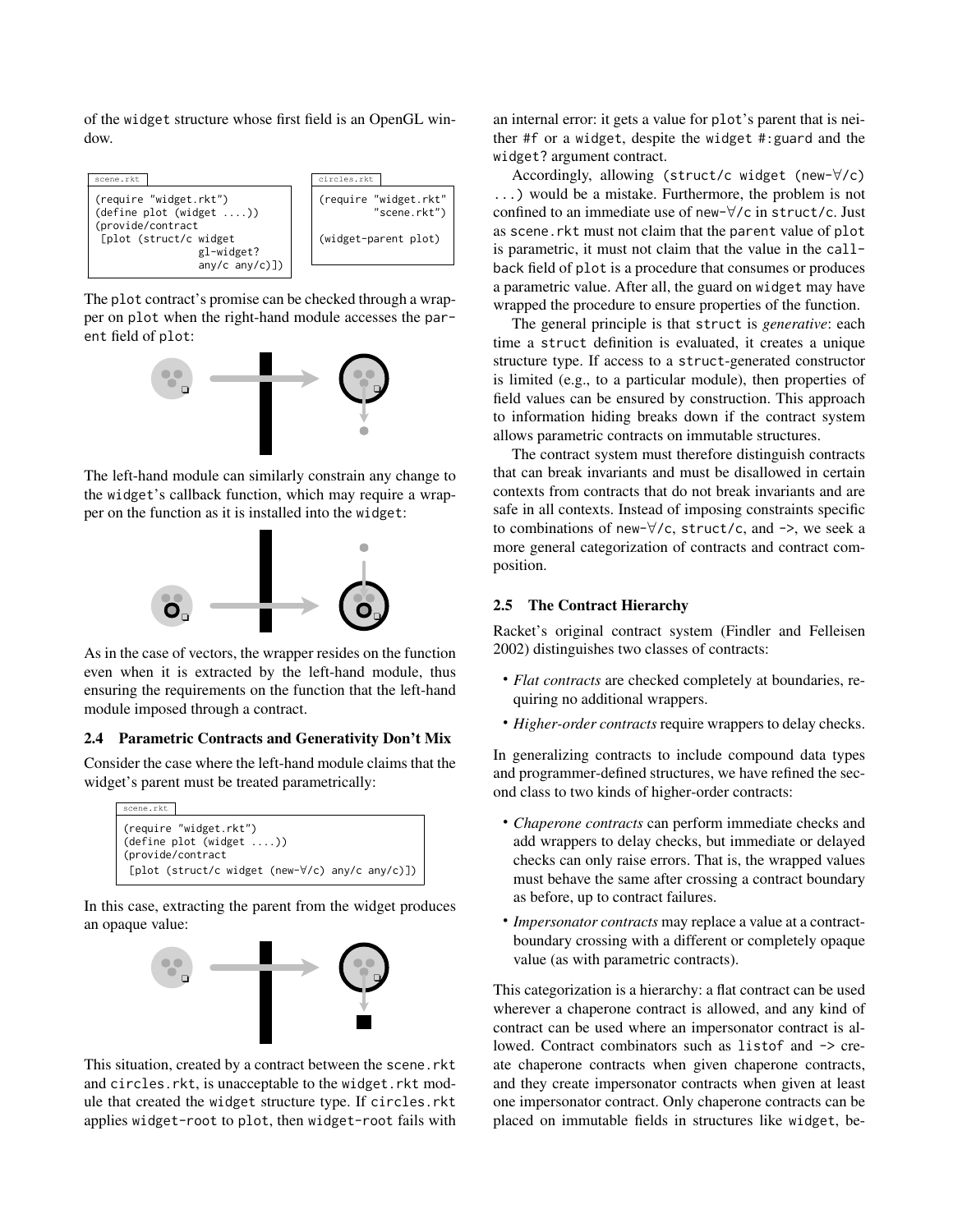of the widget structure whose first field is an OpenGL window.

scene.rkt
```
(require "widget.rkt")
(define plot (widget ....))
(provide/contract
 [plot (struct/c widget
                 gl-widget?
                 any/c any/c)])
```

circles.rkt
```
(require "widget.rkt"
         "scene.rkt")

(widget-parent plot)
```

The plot contract's promise can be checked through a wrapper on plot when the right-hand module accesses the parent field of plot:

The left-hand module can similarly constrain any change to the widget's callback function, which may require a wrapper on the function as it is installed into the widget:

As in the case of vectors, the wrapper resides on the function even when it is extracted by the left-hand module, thus ensuring the requirements on the function that the left-hand module imposed through a contract.

### 2.4 Parametric Contracts and Generativity Don't Mix

Consider the case where the left-hand module claims that the widget's parent must be treated parametrically:

scene.rkt
```
(require "widget.rkt")
(define plot (widget ....))
(provide/contract
 [plot (struct/c widget (new-∀/c) any/c any/c)])
```

In this case, extracting the parent from the widget produces an opaque value:

This situation, created by a contract between the scene.rkt and circles.rkt, is unacceptable to the widget.rkt module that created the widget structure type. If circles.rkt applies widget-root to plot, then widget-root fails with an internal error: it gets a value for plot's parent that is neither #f or a widget, despite the widget #:guard and the widget? argument contract.

Accordingly, allowing (struct/c widget (new-∀/c) ...) would be a mistake. Furthermore, the problem is not confined to an immediate use of new-∀/c in struct/c. Just as scene.rkt must not claim that the parent value of plot is parametric, it must not claim that the value in the callback field of plot is a procedure that consumes or produces a parametric value. After all, the guard on widget may have wrapped the procedure to ensure properties of the function.

The general principle is that struct is *generative*: each time a struct definition is evaluated, it creates a unique structure type. If access to a struct-generated constructor is limited (e.g., to a particular module), then properties of field values can be ensured by construction. This approach to information hiding breaks down if the contract system allows parametric contracts on immutable structures.

The contract system must therefore distinguish contracts that can break invariants and must be disallowed in certain contexts from contracts that do not break invariants and are safe in all contexts. Instead of imposing constraints specific to combinations of new-∀/c, struct/c, and ->, we seek a more general categorization of contracts and contract composition.

### 2.5 The Contract Hierarchy

Racket's original contract system (Findler and Felleisen 2002) distinguishes two classes of contracts:

- *Flat contracts* are checked completely at boundaries, requiring no additional wrappers.
- *Higher-order contracts* require wrappers to delay checks.

In generalizing contracts to include compound data types and programmer-defined structures, we have refined the second class to two kinds of higher-order contracts:

- *Chaperone contracts* can perform immediate checks and add wrappers to delay checks, but immediate or delayed checks can only raise errors. That is, the wrapped values must behave the same after crossing a contract boundary as before, up to contract failures.
- *Impersonator contracts* may replace a value at a contract-boundary crossing with a different or completely opaque value (as with parametric contracts).

This categorization is a hierarchy: a flat contract can be used wherever a chaperone contract is allowed, and any kind of contract can be used where an impersonator contract is allowed. Contract combinators such as listof and -> create chaperone contracts when given chaperone contracts, and they create impersonator contracts when given at least one impersonator contract. Only chaperone contracts can be placed on immutable fields in structures like widget, be-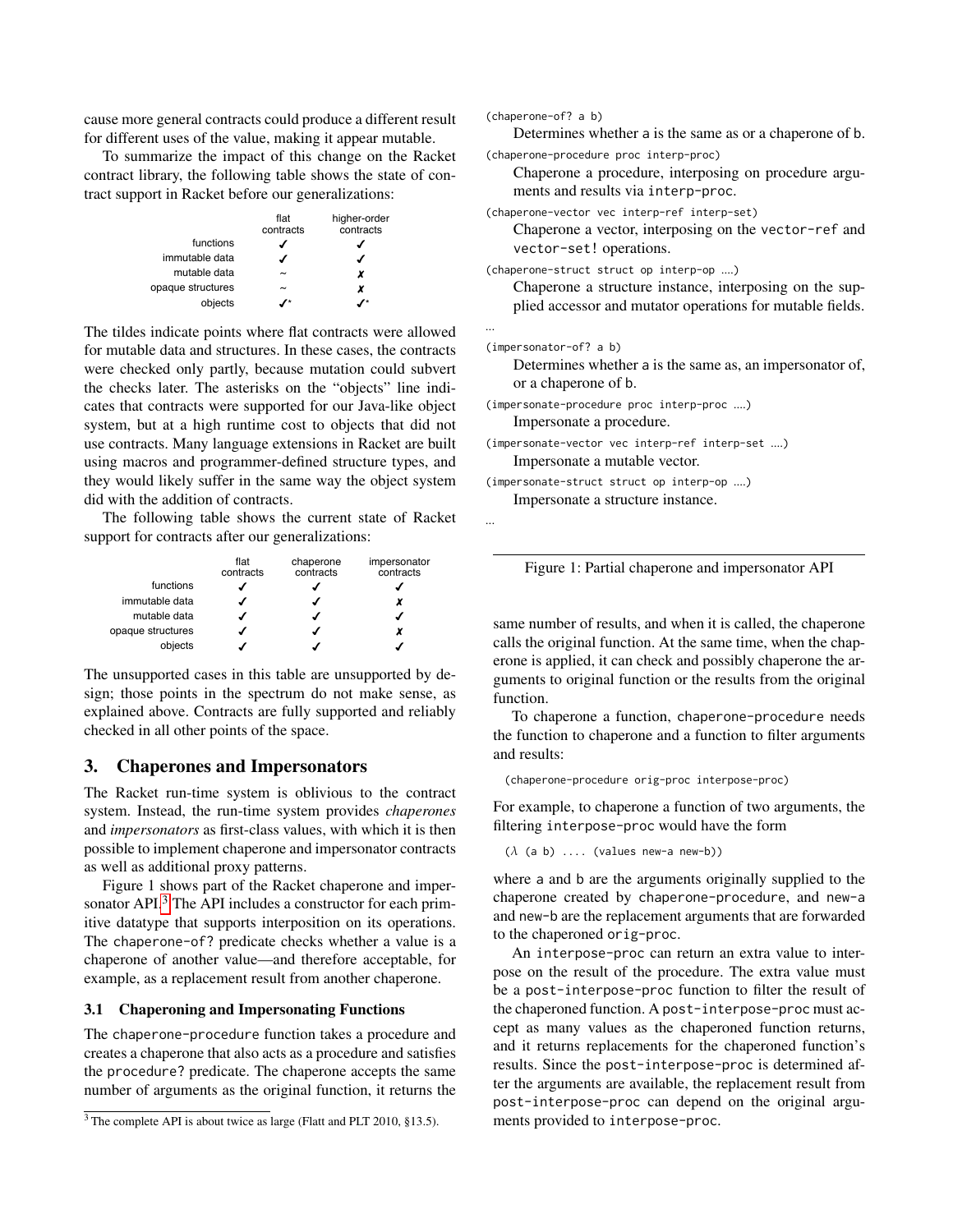cause more general contracts could produce a different result for different uses of the value, making it appear mutable.

To summarize the impact of this change on the Racket contract library, the following table shows the state of contract support in Racket before our generalizations:

| | flat contracts | higher-order contracts |
|---|---|---|
| functions | ✓ | ✓ |
| immutable data | ✓ | ✓ |
| mutable data | ~ | ✗ |
| opaque structures | ~ | ✗ |
| objects | ✓* | ✓* |

The tildes indicate points where flat contracts were allowed for mutable data and structures. In these cases, the contracts were checked only partly, because mutation could subvert the checks later. The asterisks on the "objects" line indicates that contracts were supported for our Java-like object system, but at a high runtime cost to objects that did not use contracts. Many language extensions in Racket are built using macros and programmer-defined structure types, and they would likely suffer in the same way the object system did with the addition of contracts.

The following table shows the current state of Racket support for contracts after our generalizations:

| | flat contracts | chaperone contracts | impersonator contracts |
|---|---|---|---|
| functions | ✓ | ✓ | ✓ |
| immutable data | ✓ | ✓ | ✗ |
| mutable data | ✓ | ✓ | ✓ |
| opaque structures | ✓ | ✓ | ✗ |
| objects | ✓ | ✓ | ✓ |

The unsupported cases in this table are unsupported by design; those points in the spectrum do not make sense, as explained above. Contracts are fully supported and reliably checked in all other points of the space.

## 3. Chaperones and Impersonators

The Racket run-time system is oblivious to the contract system. Instead, the run-time system provides *chaperones* and *impersonators* as first-class values, with which it is then possible to implement chaperone and impersonator contracts as well as additional proxy patterns.

Figure 1 shows part of the Racket chaperone and impersonator API.[3] The API includes a constructor for each primitive datatype that supports interposition on its operations. The `chaperone-of?` predicate checks whether a value is a chaperone of another value—and therefore acceptable, for example, as a replacement result from another chaperone.

### 3.1 Chaperoning and Impersonating Functions

The `chaperone-procedure` function takes a procedure and creates a chaperone that also acts as a procedure and satisfies the `procedure?` predicate. The chaperone accepts the same number of arguments as the original function, it returns the same number of results, and when it is called, the chaperone calls the original function. At the same time, when the chaperone is applied, it can check and possibly chaperone the arguments to original function or the results from the original function.

To chaperone a function, `chaperone-procedure` needs the function to chaperone and a function to filter arguments and results:

```
(chaperone-procedure orig-proc interpose-proc)
```

For example, to chaperone a function of two arguments, the filtering `interpose-proc` would have the form

```
(λ (a b) .... (values new-a new-b))
```

where `a` and `b` are the arguments originally supplied to the chaperone created by `chaperone-procedure`, and `new-a` and `new-b` are the replacement arguments that are forwarded to the chaperoned `orig-proc`.

An `interpose-proc` can return an extra value to interpose on the result of the procedure. The extra value must be a `post-interpose-proc` function to filter the result of the chaperoned function. A `post-interpose-proc` must accept as many values as the chaperoned function returns, and it returns replacements for the chaperoned function's results. Since the `post-interpose-proc` is determined after the arguments are available, the replacement result from `post-interpose-proc` can depend on the original arguments provided to `interpose-proc`.

`(chaperone-of? a b)`
Determines whether `a` is the same as or a chaperone of `b`.

`(chaperone-procedure proc interp-proc)`
Chaperone a procedure, interposing on procedure arguments and results via `interp-proc`.

`(chaperone-vector vec interp-ref interp-set)`
Chaperone a vector, interposing on the `vector-ref` and `vector-set!` operations.

`(chaperone-struct struct op interp-op ....)`
Chaperone a structure instance, interposing on the supplied accessor and mutator operations for mutable fields.

...

`(impersonator-of? a b)`
Determines whether `a` is the same as, an impersonator of, or a chaperone of `b`.

`(impersonate-procedure proc interp-proc ....)`
Impersonate a procedure.

`(impersonate-vector vec interp-ref interp-set ....)`
Impersonate a mutable vector.

`(impersonate-struct struct op interp-op ....)`
Impersonate a structure instance.

...

Figure 1: Partial chaperone and impersonator API

[3] The complete API is about twice as large (Flatt and PLT 2010, §13.5).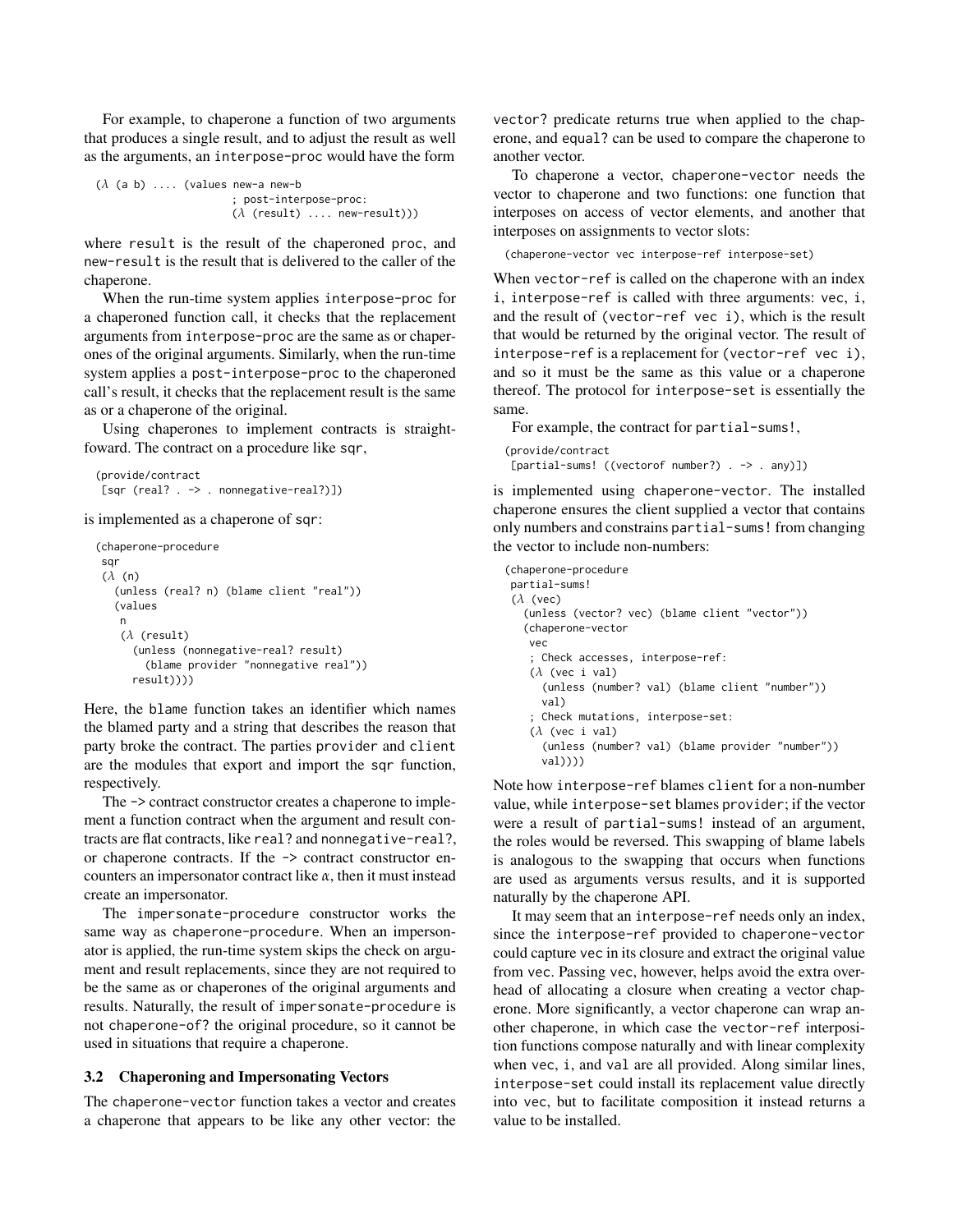For example, to chaperone a function of two arguments that produces a single result, and to adjust the result as well as the arguments, an `interpose-proc` would have the form

```
(λ (a b) .... (values new-a new-b
                      ; post-interpose-proc:
                      (λ (result) .... new-result)))
```

where `result` is the result of the chaperoned `proc`, and `new-result` is the result that is delivered to the caller of the chaperone.

When the run-time system applies `interpose-proc` for a chaperoned function call, it checks that the replacement arguments from `interpose-proc` are the same as or chaperones of the original arguments. Similarly, when the run-time system applies a `post-interpose-proc` to the chaperoned call's result, it checks that the replacement result is the same as or a chaperone of the original.

Using chaperones to implement contracts is straightfoward. The contract on a procedure like `sqr`,

```
(provide/contract
 [sqr (real? . -> . nonnegative-real?)])
```

is implemented as a chaperone of `sqr`:

```
(chaperone-procedure
 sqr
 (λ (n)
   (unless (real? n) (blame client "real"))
   (values
    n
    (λ (result)
      (unless (nonnegative-real? result)
        (blame provider "nonnegative real"))
      result))))
```

Here, the `blame` function takes an identifier which names the blamed party and a string that describes the reason that party broke the contract. The parties `provider` and `client` are the modules that export and import the `sqr` function, respectively.

The `->` contract constructor creates a chaperone to implement a function contract when the argument and result contracts are flat contracts, like `real?` and `nonnegative-real?`, or chaperone contracts. If the `->` contract constructor encounters an impersonator contract like $\alpha$, then it must instead create an impersonator.

The `impersonate-procedure` constructor works the same way as `chaperone-procedure`. When an impersonator is applied, the run-time system skips the check on argument and result replacements, since they are not required to be the same as or chaperones of the original arguments and results. Naturally, the result of `impersonate-procedure` is not `chaperone-of?` the original procedure, so it cannot be used in situations that require a chaperone.

### 3.2 Chaperoning and Impersonating Vectors

The `chaperone-vector` function takes a vector and creates a chaperone that appears to be like any other vector: the `vector?` predicate returns true when applied to the chaperone, and `equal?` can be used to compare the chaperone to another vector.

To chaperone a vector, `chaperone-vector` needs the vector to chaperone and two functions: one function that interposes on access of vector elements, and another that interposes on assignments to vector slots:

```
(chaperone-vector vec interpose-ref interpose-set)
```

When `vector-ref` is called on the chaperone with an index `i`, `interpose-ref` is called with three arguments: `vec`, `i`, and the result of `(vector-ref vec i)`, which is the result that would be returned by the original vector. The result of `interpose-ref` is a replacement for `(vector-ref vec i)`, and so it must be the same as this value or a chaperone thereof. The protocol for `interpose-set` is essentially the same.

For example, the contract for `partial-sums!`,

```
(provide/contract
 [partial-sums! ((vectorof number?) . -> . any)])
```

is implemented using `chaperone-vector`. The installed chaperone ensures the client supplied a vector that contains only numbers and constrains `partial-sums!` from changing the vector to include non-numbers:

```
(chaperone-procedure
 partial-sums!
 (λ (vec)
   (unless (vector? vec) (blame client "vector"))
   (chaperone-vector
    vec
    ; Check accesses, interpose-ref:
    (λ (vec i val)
      (unless (number? val) (blame client "number"))
      val)
    ; Check mutations, interpose-set:
    (λ (vec i val)
      (unless (number? val) (blame provider "number"))
      val))))
```

Note how `interpose-ref` blames `client` for a non-number value, while `interpose-set` blames `provider`; if the vector were a result of `partial-sums!` instead of an argument, the roles would be reversed. This swapping of blame labels is analogous to the swapping that occurs when functions are used as arguments versus results, and it is supported naturally by the chaperone API.

It may seem that an `interpose-ref` needs only an index, since the `interpose-ref` provided to `chaperone-vector` could capture `vec` in its closure and extract the original value from `vec`. Passing `vec`, however, helps avoid the extra overhead of allocating a closure when creating a vector chaperone. More significantly, a vector chaperone can wrap another chaperone, in which case the `vector-ref` interposition functions compose naturally and with linear complexity when `vec`, `i`, and `val` are all provided. Along similar lines, `interpose-set` could install its replacement value directly into `vec`, but to facilitate composition it instead returns a value to be installed.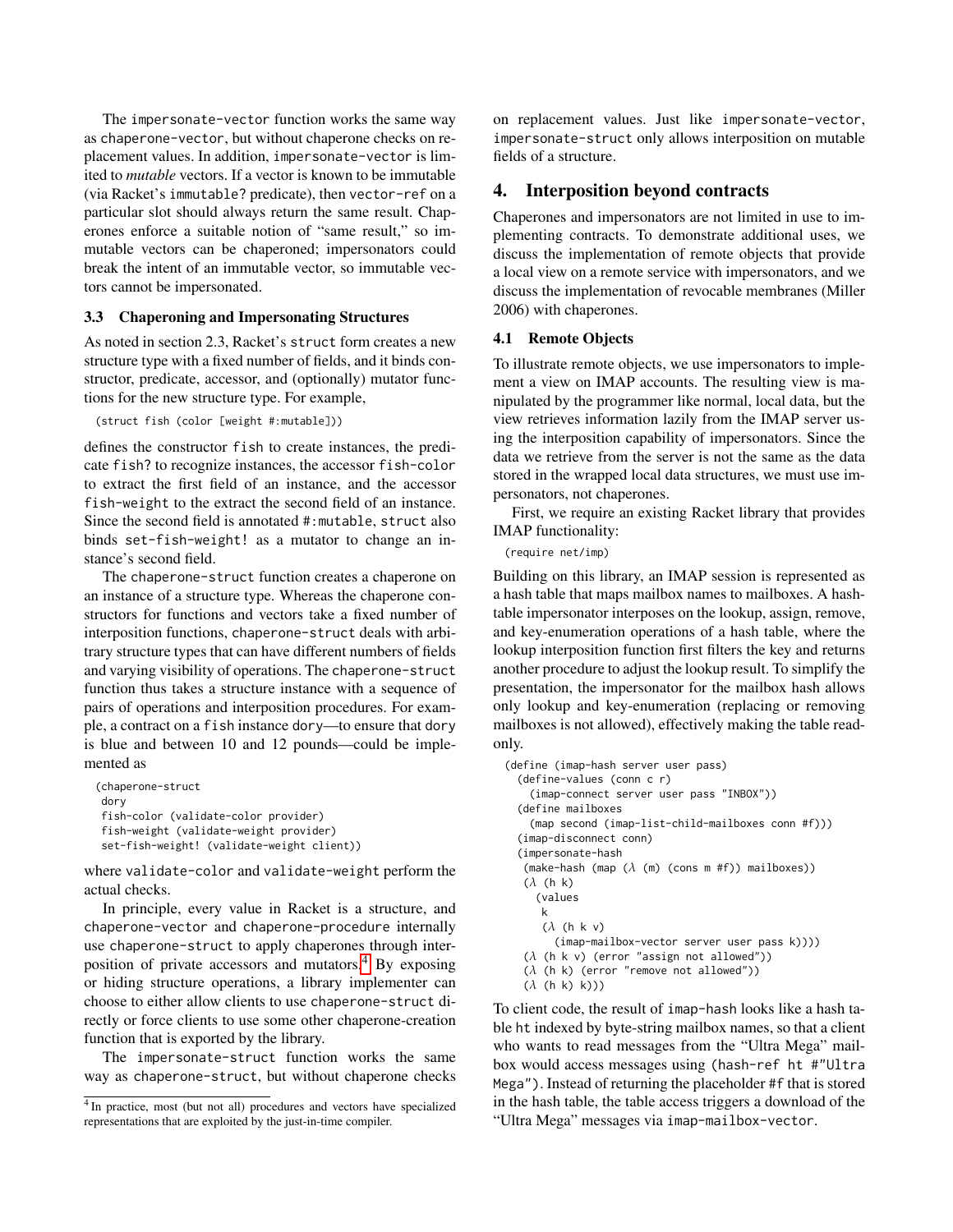The impersonate-vector function works the same way as chaperone-vector, but without chaperone checks on replacement values. In addition, impersonate-vector is limited to *mutable* vectors. If a vector is known to be immutable (via Racket's immutable? predicate), then vector-ref on a particular slot should always return the same result. Chaperones enforce a suitable notion of "same result," so immutable vectors can be chaperoned; impersonators could break the intent of an immutable vector, so immutable vectors cannot be impersonated.

### 3.3 Chaperoning and Impersonating Structures

As noted in section 2.3, Racket's struct form creates a new structure type with a fixed number of fields, and it binds constructor, predicate, accessor, and (optionally) mutator functions for the new structure type. For example,

```
(struct fish (color [weight #:mutable]))
```

defines the constructor fish to create instances, the predicate fish? to recognize instances, the accessor fish-color to extract the first field of an instance, and the accessor fish-weight to the extract the second field of an instance. Since the second field is annotated #:mutable, struct also binds set-fish-weight! as a mutator to change an instance's second field.

The chaperone-struct function creates a chaperone on an instance of a structure type. Whereas the chaperone constructors for functions and vectors take a fixed number of interposition functions, chaperone-struct deals with arbitrary structure types that can have different numbers of fields and varying visibility of operations. The chaperone-struct function thus takes a structure instance with a sequence of pairs of operations and interposition procedures. For example, a contract on a fish instance dory—to ensure that dory is blue and between 10 and 12 pounds—could be implemented as

```
(chaperone-struct
 dory
 fish-color (validate-color provider)
 fish-weight (validate-weight provider)
 set-fish-weight! (validate-weight client))
```

where validate-color and validate-weight perform the actual checks.

In principle, every value in Racket is a structure, and chaperone-vector and chaperone-procedure internally use chaperone-struct to apply chaperones through interposition of private accessors and mutators.[4] By exposing or hiding structure operations, a library implementer can choose to either allow clients to use chaperone-struct directly or force clients to use some other chaperone-creation function that is exported by the library.

The impersonate-struct function works the same way as chaperone-struct, but without chaperone checks on replacement values. Just like impersonate-vector, impersonate-struct only allows interposition on mutable fields of a structure.

[4] In practice, most (but not all) procedures and vectors have specialized representations that are exploited by the just-in-time compiler.

## 4. Interposition beyond contracts

Chaperones and impersonators are not limited in use to implementing contracts. To demonstrate additional uses, we discuss the implementation of remote objects that provide a local view on a remote service with impersonators, and we discuss the implementation of revocable membranes (Miller 2006) with chaperones.

### 4.1 Remote Objects

To illustrate remote objects, we use impersonators to implement a view on IMAP accounts. The resulting view is manipulated by the programmer like normal, local data, but the view retrieves information lazily from the IMAP server using the interposition capability of impersonators. Since the data we retrieve from the server is not the same as the data stored in the wrapped local data structures, we must use impersonators, not chaperones.

First, we require an existing Racket library that provides IMAP functionality:

```
(require net/imp)
```

Building on this library, an IMAP session is represented as a hash table that maps mailbox names to mailboxes. A hash-table impersonator interposes on the lookup, assign, remove, and key-enumeration operations of a hash table, where the lookup interposition function first filters the key and returns another procedure to adjust the lookup result. To simplify the presentation, the impersonator for the mailbox hash allows only lookup and key-enumeration (replacing or removing mailboxes is not allowed), effectively making the table read-only.

```
(define (imap-hash server user pass)
  (define-values (conn c r)
    (imap-connect server user pass "INBOX"))
  (define mailboxes
    (map second (imap-list-child-mailboxes conn #f)))
  (imap-disconnect conn)
  (impersonate-hash
   (make-hash (map (λ (m) (cons m #f)) mailboxes))
   (λ (h k)
     (values
      k
      (λ (h k v)
        (imap-mailbox-vector server user pass k))))
   (λ (h k v) (error "assign not allowed"))
   (λ (h k) (error "remove not allowed"))
   (λ (h k) k)))
```

To client code, the result of imap-hash looks like a hash table ht indexed by byte-string mailbox names, so that a client who wants to read messages from the "Ultra Mega" mailbox would access messages using (hash-ref ht #"Ultra Mega"). Instead of returning the placeholder #f that is stored in the hash table, the table access triggers a download of the "Ultra Mega" messages via imap-mailbox-vector.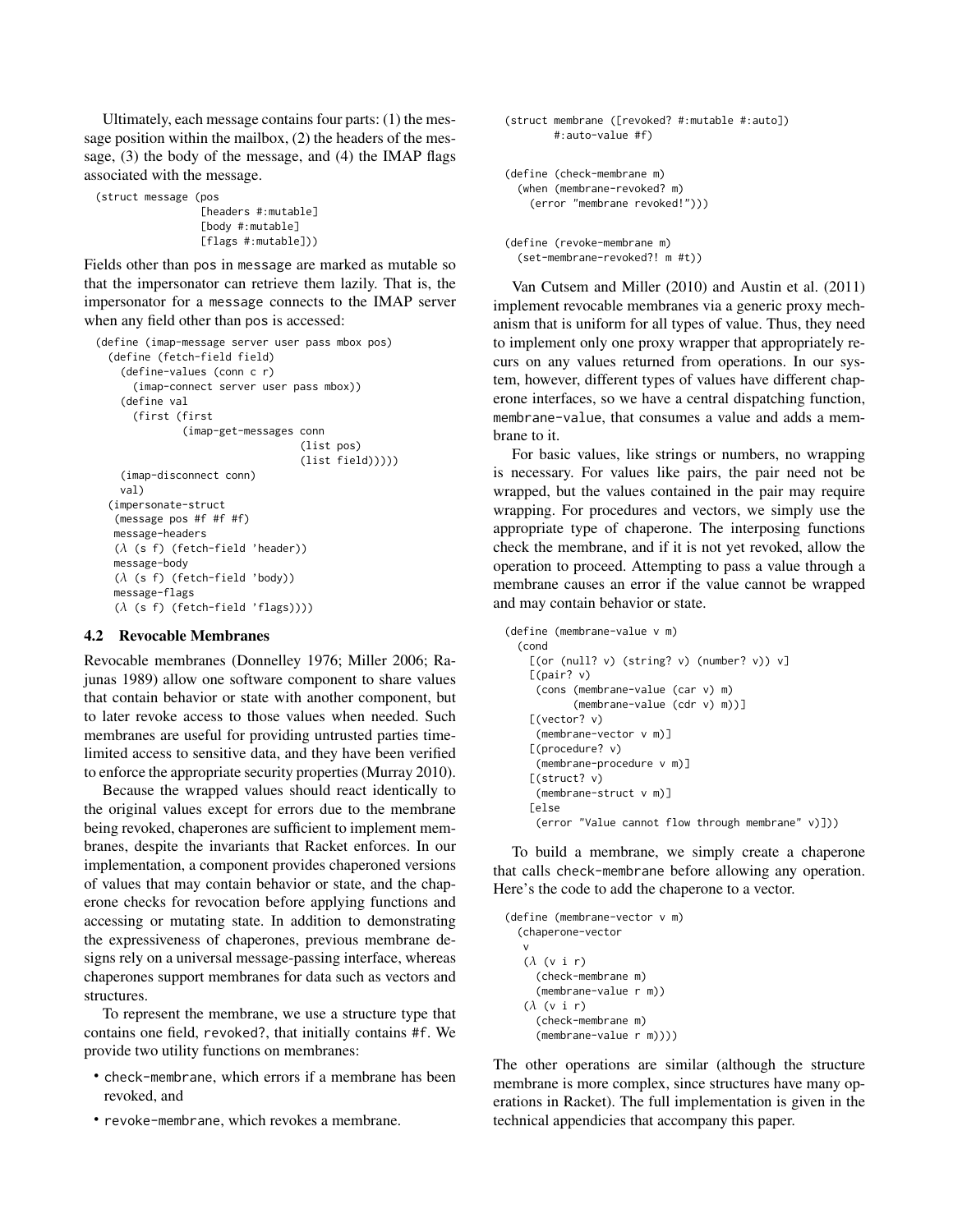Ultimately, each message contains four parts: (1) the message position within the mailbox, (2) the headers of the message, (3) the body of the message, and (4) the IMAP flags associated with the message.

```
(struct message (pos
                 [headers #:mutable]
                 [body #:mutable]
                 [flags #:mutable]))
```

Fields other than pos in message are marked as mutable so that the impersonator can retrieve them lazily. That is, the impersonator for a message connects to the IMAP server when any field other than pos is accessed:

```
(define (imap-message server user pass mbox pos)
  (define (fetch-field field)
    (define-values (conn c r)
      (imap-connect server user pass mbox))
    (define val
      (first (first
              (imap-get-messages conn
                                 (list pos)
                                 (list field)))))
    (imap-disconnect conn)
    val)
  (impersonate-struct
   (message pos #f #f #f)
   message-headers
   (λ (s f) (fetch-field 'header))
   message-body
   (λ (s f) (fetch-field 'body))
   message-flags
   (λ (s f) (fetch-field 'flags))))
```

### 4.2 Revocable Membranes

Revocable membranes (Donnelley 1976; Miller 2006; Rajunas 1989) allow one software component to share values that contain behavior or state with another component, but to later revoke access to those values when needed. Such membranes are useful for providing untrusted parties time-limited access to sensitive data, and they have been verified to enforce the appropriate security properties (Murray 2010).

Because the wrapped values should react identically to the original values except for errors due to the membrane being revoked, chaperones are sufficient to implement membranes, despite the invariants that Racket enforces. In our implementation, a component provides chaperoned versions of values that may contain behavior or state, and the chaperone checks for revocation before applying functions and accessing or mutating state. In addition to demonstrating the expressiveness of chaperones, previous membrane designs rely on a universal message-passing interface, whereas chaperones support membranes for data such as vectors and structures.

To represent the membrane, we use a structure type that contains one field, revoked?, that initially contains #f. We provide two utility functions on membranes:

- check-membrane, which errors if a membrane has been revoked, and
- revoke-membrane, which revokes a membrane.

```
(struct membrane ([revoked? #:mutable #:auto])
        #:auto-value #f)

(define (check-membrane m)
  (when (membrane-revoked? m)
    (error "membrane revoked!")))

(define (revoke-membrane m)
  (set-membrane-revoked?! m #t))
```

Van Cutsem and Miller (2010) and Austin et al. (2011) implement revocable membranes via a generic proxy mechanism that is uniform for all types of value. Thus, they need to implement only one proxy wrapper that appropriately recurs on any values returned from operations. In our system, however, different types of values have different chaperone interfaces, so we have a central dispatching function, membrane-value, that consumes a value and adds a membrane to it.

For basic values, like strings or numbers, no wrapping is necessary. For values like pairs, the pair need not be wrapped, but the values contained in the pair may require wrapping. For procedures and vectors, we simply use the appropriate type of chaperone. The interposing functions check the membrane, and if it is not yet revoked, allow the operation to proceed. Attempting to pass a value through a membrane causes an error if the value cannot be wrapped and may contain behavior or state.

```
(define (membrane-value v m)
  (cond
    [(or (null? v) (string? v) (number? v)) v]
    [(pair? v)
     (cons (membrane-value (car v) m)
           (membrane-value (cdr v) m))]
    [(vector? v)
     (membrane-vector v m)]
    [(procedure? v)
     (membrane-procedure v m)]
    [(struct? v)
     (membrane-struct v m)]
    [else
     (error "Value cannot flow through membrane" v)]))
```

To build a membrane, we simply create a chaperone that calls check-membrane before allowing any operation. Here's the code to add the chaperone to a vector.

```
(define (membrane-vector v m)
  (chaperone-vector
   v
   (λ (v i r)
     (check-membrane m)
     (membrane-value r m))
   (λ (v i r)
     (check-membrane m)
     (membrane-value r m))))
```

The other operations are similar (although the structure membrane is more complex, since structures have many operations in Racket). The full implementation is given in the technical appendicies that accompany this paper.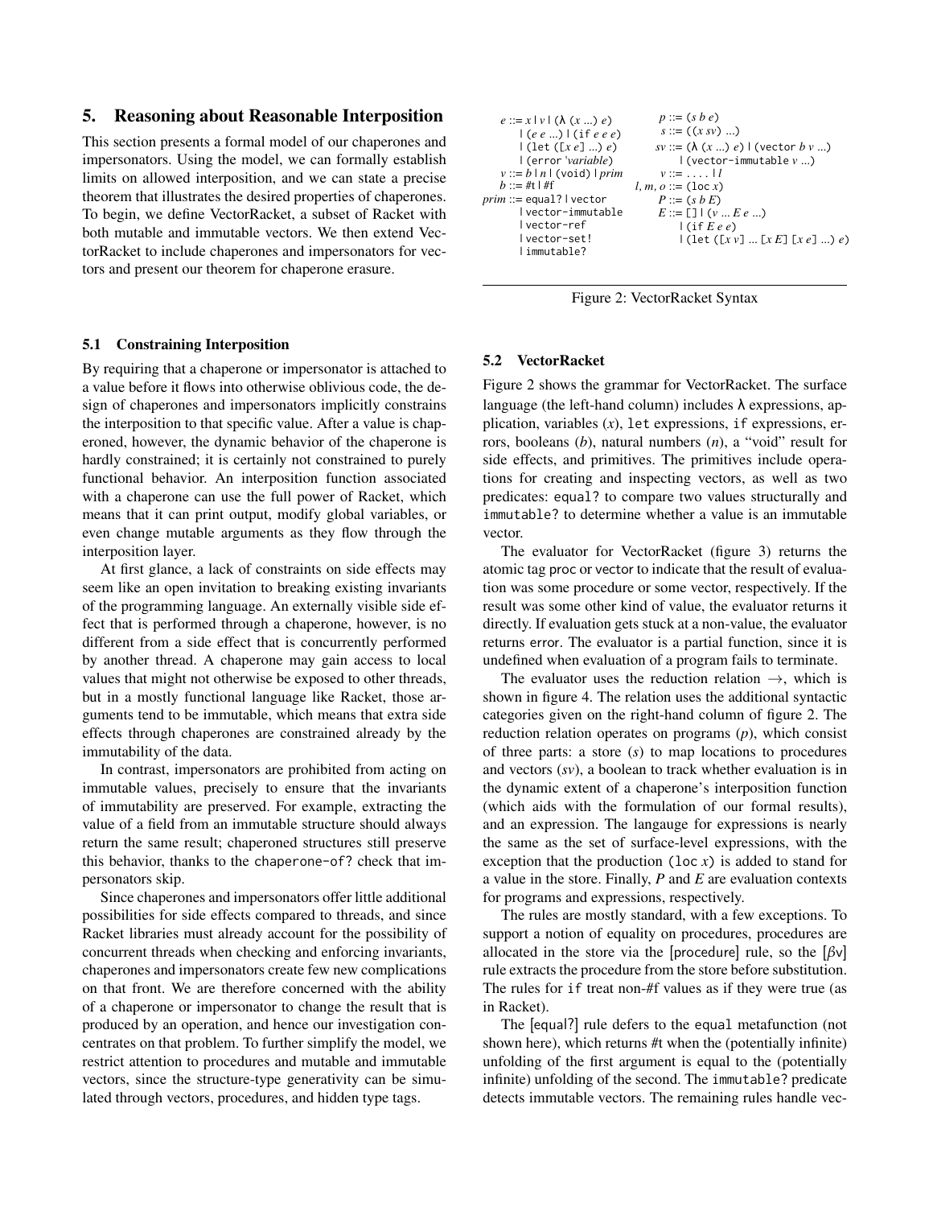## 5. Reasoning about Reasonable Interposition

This section presents a formal model of our chaperones and impersonators. Using the model, we can formally establish limits on allowed interposition, and we can state a precise theorem that illustrates the desired properties of chaperones. To begin, we define VectorRacket, a subset of Racket with both mutable and immutable vectors. We then extend VectorRacket to include chaperones and impersonators for vectors and present our theorem for chaperone erasure.

### 5.1 Constraining Interposition

By requiring that a chaperone or impersonator is attached to a value before it flows into otherwise oblivious code, the design of chaperones and impersonators implicitly constrains the interposition to that specific value. After a value is chaperoned, however, the dynamic behavior of the chaperone is hardly constrained; it is certainly not constrained to purely functional behavior. An interposition function associated with a chaperone can use the full power of Racket, which means that it can print output, modify global variables, or even change mutable arguments as they flow through the interposition layer.

At first glance, a lack of constraints on side effects may seem like an open invitation to breaking existing invariants of the programming language. An externally visible side effect that is performed through a chaperone, however, is no different from a side effect that is concurrently performed by another thread. A chaperone may gain access to local values that might not otherwise be exposed to other threads, but in a mostly functional language like Racket, those arguments tend to be immutable, which means that extra side effects through chaperones are constrained already by the immutability of the data.

In contrast, impersonators are prohibited from acting on immutable values, precisely to ensure that the invariants of immutability are preserved. For example, extracting the value of a field from an immutable structure should always return the same result; chaperoned structures still preserve this behavior, thanks to the `chaperone-of?` check that impersonators skip.

Since chaperones and impersonators offer little additional possibilities for side effects compared to threads, and since Racket libraries must already account for the possibility of concurrent threads when checking and enforcing invariants, chaperones and impersonators create few new complications on that front. We are therefore concerned with the ability of a chaperone or impersonator to change the result that is produced by an operation, and hence our investigation concentrates on that problem. To further simplify the model, we restrict attention to procedures and mutable and immutable vectors, since the structure-type generativity can be simulated through vectors, procedures, and hidden type tags.

```
e ::= x | v | (λ (x ...) e)              p ::= (s b e)
    | (e e ...) | (if e e e)             s ::= ((x sv) ...)
    | (let ([x e] ...) e)               sv ::= (λ (x ...) e) | (vector b v ...)
    | (error 'variable)                      | (vector-immutable v ...)
v ::= b | n | (void) | prim              v ::= .... | l
b ::= #t | #f                      l, m, o ::= (loc x)
prim ::= equal? | vector                 P ::= (s b E)
    | vector-immutable                   E ::= [] | (v ... E e ...)
    | vector-ref                             | (if E e e)
    | vector-set!                            | (let ([x v] ... [x E] [x e] ...) e)
    | immutable?
```

Figure 2: VectorRacket Syntax

### 5.2 VectorRacket

Figure 2 shows the grammar for VectorRacket. The surface language (the left-hand column) includes λ expressions, application, variables ($x$), `let` expressions, `if` expressions, errors, booleans ($b$), natural numbers ($n$), a "void" result for side effects, and primitives. The primitives include operations for creating and inspecting vectors, as well as two predicates: `equal?` to compare two values structurally and `immutable?` to determine whether a value is an immutable vector.

The evaluator for VectorRacket (figure 3) returns the atomic tag proc or vector to indicate that the result of evaluation was some procedure or some vector, respectively. If the result was some other kind of value, the evaluator returns it directly. If evaluation gets stuck at a non-value, the evaluator returns error. The evaluator is a partial function, since it is undefined when evaluation of a program fails to terminate.

The evaluator uses the reduction relation $\rightarrow$, which is shown in figure 4. The relation uses the additional syntactic categories given on the right-hand column of figure 2. The reduction relation operates on programs ($p$), which consist of three parts: a store ($s$) to map locations to procedures and vectors ($sv$), a boolean to track whether evaluation is in the dynamic extent of a chaperone's interposition function (which aids with the formulation of our formal results), and an expression. The langauge for expressions is nearly the same as the set of surface-level expressions, with the exception that the production (`loc` $x$) is added to stand for a value in the store. Finally, $P$ and $E$ are evaluation contexts for programs and expressions, respectively.

The rules are mostly standard, with a few exceptions. To support a notion of equality on procedures, procedures are allocated in the store via the [procedure] rule, so the [βv] rule extracts the procedure from the store before substitution. The rules for `if` treat non-#f values as if they were true (as in Racket).

The [equal?] rule defers to the equal metafunction (not shown here), which returns #t when the (potentially infinite) unfolding of the first argument is equal to the (potentially infinite) unfolding of the second. The `immutable?` predicate detects immutable vectors. The remaining rules handle vec-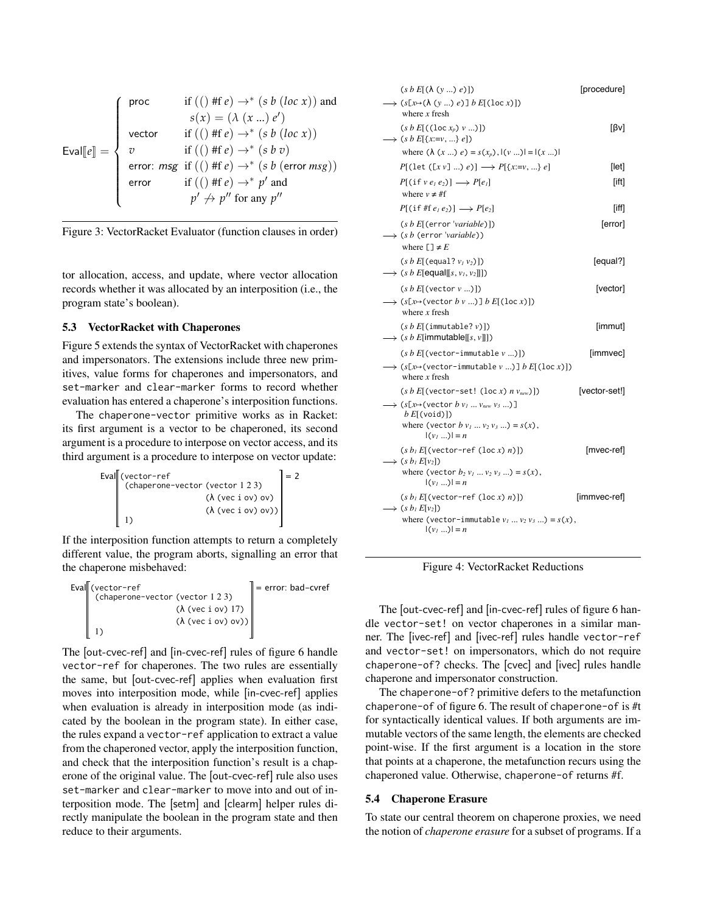$$
\mathsf{Eval}[\![e]\!] = \begin{cases}
\mathsf{proc} & \text{if } ((\,)\ \#\text{f}\ e) \to^* (s\ b\ (loc\ x)) \text{ and} \\
& \quad s(x) = (\lambda\ (x\ ...)\ e') \\
\mathsf{vector} & \text{if } ((\,)\ \#\text{f}\ e) \to^* (s\ b\ (loc\ x)) \\
v & \text{if } ((\,)\ \#\text{f}\ e) \to^* (s\ b\ v) \\
\mathsf{error}\text{: } msg & \text{if } ((\,)\ \#\text{f}\ e) \to^* (s\ b\ (\mathsf{error}\ msg)) \\
\mathsf{error} & \text{if } ((\,)\ \#\text{f}\ e) \to^* p' \text{ and} \\
& \quad p' \not\to p'' \text{ for any } p''
\end{cases}
$$

Figure 3: VectorRacket Evaluator (function clauses in order)

tor allocation, access, and update, where vector allocation records whether it was allocated by an interposition (i.e., the program state's boolean).

### 5.3 VectorRacket with Chaperones

Figure 5 extends the syntax of VectorRacket with chaperones and impersonators. The extensions include three new primitives, value forms for chaperones and impersonators, and `set-marker` and `clear-marker` forms to record whether evaluation has entered a chaperone's interposition functions.

The `chaperone-vector` primitive works as in Racket: its first argument is a vector to be chaperoned, its second argument is a procedure to interpose on vector access, and its third argument is a procedure to interpose on vector update:

```
Eval[[ (vector-ref
         (chaperone-vector (vector 1 2 3)
                           (λ (vec i ov) ov)
                           (λ (vec i ov) ov))
         1) ]] = 2
```

If the interposition function attempts to return a completely different value, the program aborts, signalling an error that the chaperone misbehaved:

```
Eval[[ (vector-ref
         (chaperone-vector (vector 1 2 3)
                           (λ (vec i ov) 17)
                           (λ (vec i ov) ov))
         1) ]] = error: bad-cvref
```

The [out-cvec-ref] and [in-cvec-ref] rules of figure 6 handle `vector-ref` for chaperones. The two rules are essentially the same, but [out-cvec-ref] applies when evaluation first moves into interposition mode, while [in-cvec-ref] applies when evaluation is already in interposition mode (as indicated by the boolean in the program state). In either case, the rules expand a `vector-ref` application to extract a value from the chaperoned vector, apply the interposition function, and check that the interposition function's result is a chaperone of the original value. The [out-cvec-ref] rule also uses `set-marker` and `clear-marker` to move into and out of interposition mode. The [setm] and [clearm] helper rules directly manipulate the boolean in the program state and then reduce to their arguments.

```
   (s b E[(λ (y ...) e)])                                  [procedure]
⟶ (s[x↦(λ (y ...) e)] b E[(loc x)])
   where x fresh

   (s b E[((loc x_p) v ...)])                              [βv]
⟶ (s b E[{x:=v, ...} e])
   where (λ (x ...) e) = s(x_p), |(v ...)| = |(x ...)|

   P[(let ([x v] ...) e)] ⟶ P[{x:=v, ...} e]               [let]

   P[(if v e_1 e_2)] ⟶ P[e_1]                              [ift]
   where v ≠ #f

   P[(if #f e_1 e_2)] ⟶ P[e_2]                             [iff]

   (s b E[(error 'variable)])                              [error]
⟶ (s b (error 'variable))
   where [] ≠ E

   (s b E[(equal? v_1 v_2)])                               [equal?]
⟶ (s b E[equal[[s, v_1, v_2]]])

   (s b E[(vector v ...)])                                 [vector]
⟶ (s[x↦(vector b v ...)] b E[(loc x)])
   where x fresh

   (s b E[(immutable? v)])                                 [immut]
⟶ (s b E[immutable[[s, v]]])

   (s b E[(vector-immutable v ...)])                       [immvec]
⟶ (s[x↦(vector-immutable v ...)] b E[(loc x)])
   where x fresh

   (s b E[(vector-set! (loc x) n v_new)])                  [vector-set!]
⟶ (s[x↦(vector b v_1 ... v_new v_3 ...)]
    b E[(void)])
   where (vector b v_1 ... v_2 v_3 ...) = s(x),
         |(v_1 ...)| = n

   (s b_1 E[(vector-ref (loc x) n)])                       [mvec-ref]
⟶ (s b_1 E[v_2])
   where (vector b_2 v_1 ... v_2 v_3 ...) = s(x),
         |(v_1 ...)| = n

   (s b_1 E[(vector-ref (loc x) n)])                       [immvec-ref]
⟶ (s b_1 E[v_2])
   where (vector-immutable v_1 ... v_2 v_3 ...) = s(x),
         |(v_1 ...)| = n
```

Figure 4: VectorRacket Reductions

The [out-cvec-ref] and [in-cvec-ref] rules of figure 6 handle `vector-set!` on vector chaperones in a similar manner. The [ivec-ref] and [ivec-ref] rules handle `vector-ref` and `vector-set!` on impersonators, which do not require `chaperone-of?` checks. The [cvec] and [ivec] rules handle chaperone and impersonator construction.

The `chaperone-of?` primitive defers to the metafunction `chaperone-of` of figure 6. The result of `chaperone-of` is #t for syntactically identical values. If both arguments are immutable vectors of the same length, the elements are checked point-wise. If the first argument is a location in the store that points at a chaperone, the metafunction recurs using the chaperoned value. Otherwise, `chaperone-of` returns #f.

### 5.4 Chaperone Erasure

To state our central theorem on chaperone proxies, we need the notion of *chaperone erasure* for a subset of programs. If a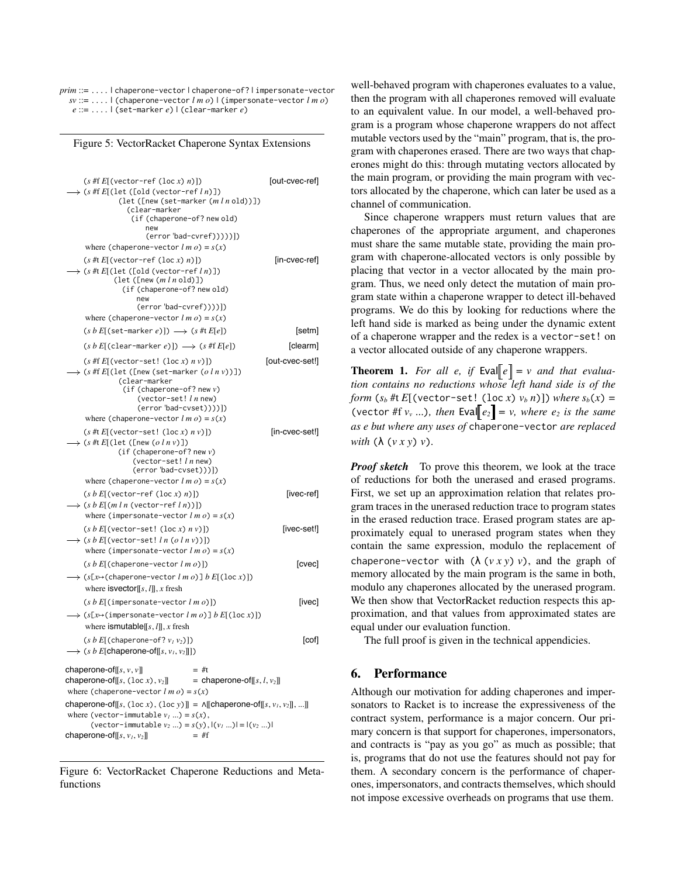```
prim ::= .... | chaperone-vector | chaperone-of? | impersonate-vector
  sv ::= .... | (chaperone-vector l m o) | (impersonate-vector l m o)
   e ::= .... | (set-marker e) | (clear-marker e)
```

Figure 5: VectorRacket Chaperone Syntax Extensions

```
    (s #f E[(vector-ref (loc x) n)])                          [out-cvec-ref]
⟶ (s #f E[(let ([old (vector-ref l n)])
              (let ([new (set-marker (m l n old))])
                (clear-marker
                  (if (chaperone-of? new old)
                      new
                      (error 'bad-cvref)))))])
    where (chaperone-vector l m o) = s(x)

    (s #t E[(vector-ref (loc x) n)])                          [in-cvec-ref]
⟶ (s #t E[(let ([old (vector-ref l n)])
             (let ([new (m l n old)])
               (if (chaperone-of? new old)
                   new
                   (error 'bad-cvref))))])
    where (chaperone-vector l m o) = s(x)

    (s b E[(set-marker e)]) ⟶ (s #t E[e])                    [setm]

    (s b E[(clear-marker e)]) ⟶ (s #f E[e])                  [clearm]

    (s #f E[(vector-set! (loc x) n v)])                       [out-cvec-set!]
⟶ (s #f E[(let ([new (set-marker (o l n v))])
              (clear-marker
                (if (chaperone-of? new v)
                    (vector-set! l n new)
                    (error 'bad-cvset))))])
    where (chaperone-vector l m o) = s(x)

    (s #t E[(vector-set! (loc x) n v)])                       [in-cvec-set!]
⟶ (s #t E[(let ([new (o l n v)])
              (if (chaperone-of? new v)
                  (vector-set! l n new)
                  (error 'bad-cvset)))])
    where (chaperone-vector l m o) = s(x)

    (s b E[(vector-ref (loc x) n)])                           [ivec-ref]
⟶ (s b E[(m l n (vector-ref l n))])
    where (impersonate-vector l m o) = s(x)

    (s b E[(vector-set! (loc x) n v)])                        [ivec-set!]
⟶ (s b E[(vector-set! l n (o l n v))])
    where (impersonate-vector l m o) = s(x)

    (s b E[(chaperone-vector l m o)])                         [cvec]
⟶ (s[x↦(chaperone-vector l m o)] b E[(loc x)])
    where isvector[[s, l]], x fresh

    (s b E[(impersonate-vector l m o)])                       [ivec]
⟶ (s[x↦(impersonate-vector l m o)] b E[(loc x)])
    where ismutable[[s, l]], x fresh

    (s b E[(chaperone-of? v1 v2)])                            [cof]
⟶ (s b E[chaperone-of[[s, v1, v2]]])

chaperone-of[[s, v, v]]            = #t
chaperone-of[[s, (loc x), v2]]     = chaperone-of[[s, l, v2]]
 where (chaperone-vector l m o) = s(x)
chaperone-of[[s, (loc x), (loc y)]] = ∧[[chaperone-of[[s, v1, v2]], ...]]
 where (vector-immutable v1 ...) = s(x),
       (vector-immutable v2 ...) = s(y), |(v1 ...)| = |(v2 ...)|
chaperone-of[[s, v1, v2]]          = #f
```

Figure 6: VectorRacket Chaperone Reductions and Metafunctions

well-behaved program with chaperones evaluates to a value, then the program with all chaperones removed will evaluate to an equivalent value. In our model, a well-behaved program is a program whose chaperone wrappers do not affect mutable vectors used by the "main" program, that is, the program with chaperones erased. There are two ways that chaperones might do this: through mutating vectors allocated by the main program, or providing the main program with vectors allocated by the chaperone, which can later be used as a channel of communication.

Since chaperone wrappers must return values that are chaperones of the appropriate argument, and chaperones must share the same mutable state, providing the main program with chaperone-allocated vectors is only possible by placing that vector in a vector allocated by the main program. Thus, we need only detect the mutation of main program state within a chaperone wrapper to detect ill-behaved programs. We do this by looking for reductions where the left hand side is marked as being under the dynamic extent of a chaperone wrapper and the redex is a `vector-set!` on a vector allocated outside of any chaperone wrappers.

**Theorem 1.** *For all e, if* $\text{Eval}[\![e]\!] = v$ *and that evaluation contains no reductions whose left hand side is of the form* ($s_b$ #t $E$[(`vector-set!` (`loc` $x$) $v_b$ $n$)]) *where* $s_b(x)$ = (`vector` #f $v_v$ ...), *then* $\text{Eval}[\![e_2]\!] = v$, *where* $e_2$ *is the same as e but where any uses of* `chaperone-vector` *are replaced with* (λ ($v$ $x$ $y$) $v$).

***Proof sketch*** To prove this theorem, we look at the trace of reductions for both the unerased and erased programs. First, we set up an approximation relation that relates program traces in the unerased reduction trace to program states in the erased reduction trace. Erased program states are approximately equal to unerased program states when they contain the same expression, modulo the replacement of `chaperone-vector` with (λ ($v$ $x$ $y$) $v$), and the graph of memory allocated by the main program is the same in both, modulo any chaperones allocated by the unerased program. We then show that VectorRacket reduction respects this approximation, and that values from approximated states are equal under our evaluation function.

The full proof is given in the technical appendicies.

## 6. Performance

Although our motivation for adding chaperones and impersonators to Racket is to increase the expressiveness of the contract system, performance is a major concern. Our primary concern is that support for chaperones, impersonators, and contracts is "pay as you go" as much as possible; that is, programs that do not use the features should not pay for them. A secondary concern is the performance of chaperones, impersonators, and contracts themselves, which should not impose excessive overheads on programs that use them.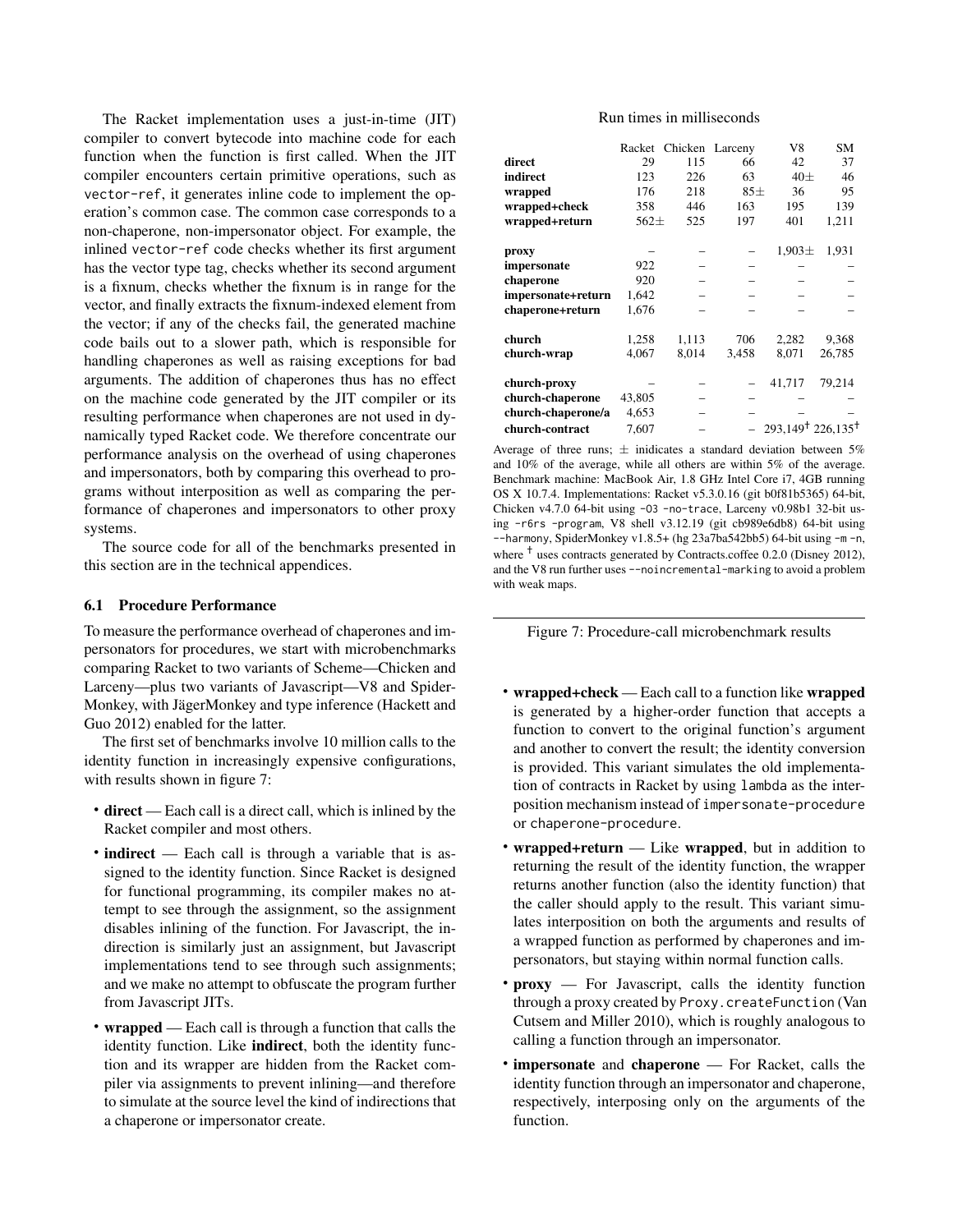The Racket implementation uses a just-in-time (JIT) compiler to convert bytecode into machine code for each function when the function is first called. When the JIT compiler encounters certain primitive operations, such as `vector-ref`, it generates inline code to implement the operation's common case. The common case corresponds to a non-chaperone, non-impersonator object. For example, the inlined `vector-ref` code checks whether its first argument has the vector type tag, checks whether its second argument is a fixnum, checks whether the fixnum is in range for the vector, and finally extracts the fixnum-indexed element from the vector; if any of the checks fail, the generated machine code bails out to a slower path, which is responsible for handling chaperones as well as raising exceptions for bad arguments. The addition of chaperones thus has no effect on the machine code generated by the JIT compiler or its resulting performance when chaperones are not used in dynamically typed Racket code. We therefore concentrate our performance analysis on the overhead of using chaperones and impersonators, both by comparing this overhead to programs without interposition as well as comparing the performance of chaperones and impersonators to other proxy systems.

The source code for all of the benchmarks presented in this section are in the technical appendices.

### 6.1 Procedure Performance

To measure the performance overhead of chaperones and impersonators for procedures, we start with microbenchmarks comparing Racket to two variants of Scheme—Chicken and Larceny—plus two variants of Javascript—V8 and SpiderMonkey, with JägerMonkey and type inference (Hackett and Guo 2012) enabled for the latter.

The first set of benchmarks involve 10 million calls to the identity function in increasingly expensive configurations, with results shown in figure 7:

- **direct** — Each call is a direct call, which is inlined by the Racket compiler and most others.
- **indirect** — Each call is through a variable that is assigned to the identity function. Since Racket is designed for functional programming, its compiler makes no attempt to see through the assignment, so the assignment disables inlining of the function. For Javascript, the indirection is similarly just an assignment, but Javascript implementations tend to see through such assignments; and we make no attempt to obfuscate the program further from Javascript JITs.
- **wrapped** — Each call is through a function that calls the identity function. Like **indirect**, both the identity function and its wrapper are hidden from the Racket compiler via assignments to prevent inlining—and therefore to simulate at the source level the kind of indirections that a chaperone or impersonator create.

Run times in milliseconds

| | Racket | Chicken | Larceny | V8 | SM |
|---|---|---|---|---|---|
| **direct** | 29 | 115 | 66 | 42 | 37 |
| **indirect** | 123 | 226 | 63 | 40± | 46 |
| **wrapped** | 176 | 218 | 85± | 36 | 95 |
| **wrapped+check** | 358 | 446 | 163 | 195 | 139 |
| **wrapped+return** | 562± | 525 | 197 | 401 | 1,211 |
| | | | | | |
| **proxy** | – | – | – | 1,903± | 1,931 |
| **impersonate** | 922 | – | – | – | – |
| **chaperone** | 920 | – | – | – | – |
| **impersonate+return** | 1,642 | – | – | – | – |
| **chaperone+return** | 1,676 | – | – | – | – |
| | | | | | |
| **church** | 1,258 | 1,113 | 706 | 2,282 | 9,368 |
| **church-wrap** | 4,067 | 8,014 | 3,458 | 8,071 | 26,785 |
| | | | | | |
| **church-proxy** | – | – | – | 41,717 | 79,214 |
| **church-chaperone** | 43,805 | – | – | – | – |
| **church-chaperone/a** | 4,653 | – | – | – | – |
| **church-contract** | 7,607 | – | – | 293,149† | 226,135† |

Average of three runs; ± inidicates a standard deviation between 5% and 10% of the average, while all others are within 5% of the average. Benchmark machine: MacBook Air, 1.8 GHz Intel Core i7, 4GB running OS X 10.7.4. Implementations: Racket v5.3.0.16 (git b0f81b5365) 64-bit, Chicken v4.7.0 64-bit using `-O3 -no-trace`, Larceny v0.98b1 32-bit using `-r6rs -program`, V8 shell v3.12.19 (git cb989e6db8) 64-bit using `--harmony`, SpiderMonkey v1.8.5+ (hg 23a7ba542bb5) 64-bit using `-m -n`, where † uses contracts generated by Contracts.coffee 0.2.0 (Disney 2012), and the V8 run further uses `--noincremental-marking` to avoid a problem with weak maps.

Figure 7: Procedure-call microbenchmark results

- **wrapped+check** — Each call to a function like **wrapped** is generated by a higher-order function that accepts a function to convert to the original function's argument and another to convert the result; the identity conversion is provided. This variant simulates the old implementation of contracts in Racket by using `lambda` as the interposition mechanism instead of `impersonate-procedure` or `chaperone-procedure`.
- **wrapped+return** — Like **wrapped**, but in addition to returning the result of the identity function, the wrapper returns another function (also the identity function) that the caller should apply to the result. This variant simulates interposition on both the arguments and results of a wrapped function as performed by chaperones and impersonators, but staying within normal function calls.
- **proxy** — For Javascript, calls the identity function through a proxy created by `Proxy.createFunction` (Van Cutsem and Miller 2010), which is roughly analogous to calling a function through an impersonator.
- **impersonate** and **chaperone** — For Racket, calls the identity function through an impersonator and chaperone, respectively, interposing only on the arguments of the function.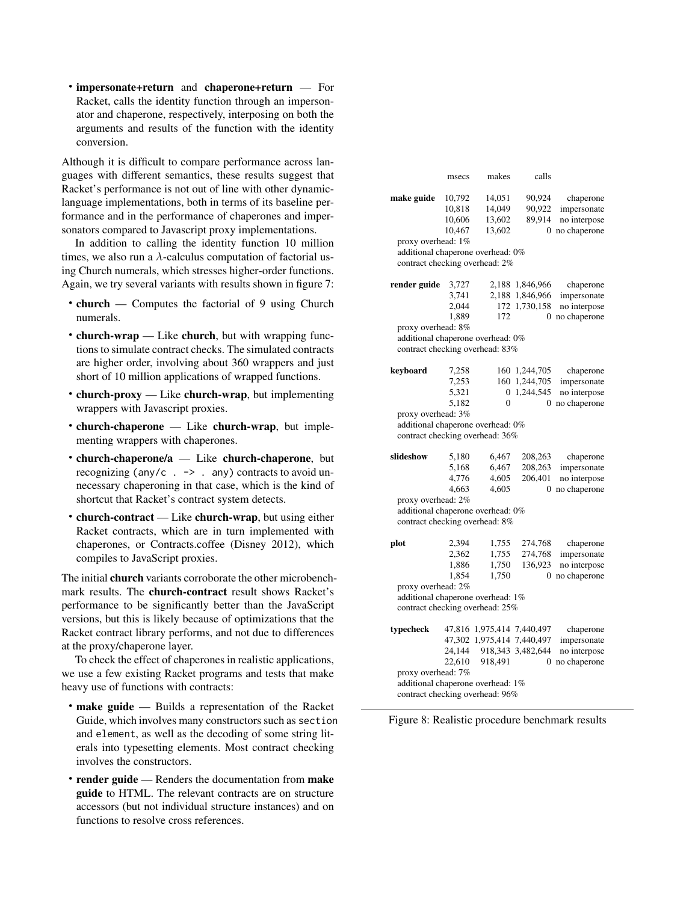- **impersonate+return** and **chaperone+return** — For Racket, calls the identity function through an impersonator and chaperone, respectively, interposing on both the arguments and results of the function with the identity conversion.

Although it is difficult to compare performance across languages with different semantics, these results suggest that Racket's performance is not out of line with other dynamic-language implementations, both in terms of its baseline performance and in the performance of chaperones and impersonators compared to Javascript proxy implementations.

In addition to calling the identity function 10 million times, we also run a $\lambda$-calculus computation of factorial using Church numerals, which stresses higher-order functions. Again, we try several variants with results shown in figure 7:

- **church** — Computes the factorial of 9 using Church numerals.
- **church-wrap** — Like **church**, but with wrapping functions to simulate contract checks. The simulated contracts are higher order, involving about 360 wrappers and just short of 10 million applications of wrapped functions.
- **church-proxy** — Like **church-wrap**, but implementing wrappers with Javascript proxies.
- **church-chaperone** — Like **church-wrap**, but implementing wrappers with chaperones.
- **church-chaperone/a** — Like **church-chaperone**, but recognizing `(any/c . -> . any)` contracts to avoid unnecessary chaperoning in that case, which is the kind of shortcut that Racket's contract system detects.
- **church-contract** — Like **church-wrap**, but using either Racket contracts, which are in turn implemented with chaperones, or Contracts.coffee (Disney 2012), which compiles to JavaScript proxies.

The initial **church** variants corroborate the other microbenchmark results. The **church-contract** result shows Racket's performance to be significantly better than the JavaScript versions, but this is likely because of optimizations that the Racket contract library performs, and not due to differences at the proxy/chaperone layer.

To check the effect of chaperones in realistic applications, we use a few existing Racket programs and tests that make heavy use of functions with contracts:

- **make guide** — Builds a representation of the Racket Guide, which involves many constructors such as `section` and `element`, as well as the decoding of some string literals into typesetting elements. Most contract checking involves the constructors.
- **render guide** — Renders the documentation from **make guide** to HTML. The relevant contracts are on structure accessors (but not individual structure instances) and on functions to resolve cross references.

| | msecs | makes | calls | |
|---|---|---|---|---|
| **make guide** | 10,792 | 14,051 | 90,924 | chaperone |
| | 10,818 | 14,049 | 90,922 | impersonate |
| | 10,606 | 13,602 | 89,914 | no interpose |
| | 10,467 | 13,602 | 0 | no chaperone |
| proxy overhead: 1% | | | | |
| additional chaperone overhead: 0% | | | | |
| contract checking overhead: 2% | | | | |
| **render guide** | 3,727 | 2,188 | 1,846,966 | chaperone |
| | 3,741 | 2,188 | 1,846,966 | impersonate |
| | 2,044 | 172 | 1,730,158 | no interpose |
| | 1,889 | 172 | 0 | no chaperone |
| proxy overhead: 8% | | | | |
| additional chaperone overhead: 0% | | | | |
| contract checking overhead: 83% | | | | |
| **keyboard** | 7,258 | 160 | 1,244,705 | chaperone |
| | 7,253 | 160 | 1,244,705 | impersonate |
| | 5,321 | 0 | 1,244,545 | no interpose |
| | 5,182 | 0 | 0 | no chaperone |
| proxy overhead: 3% | | | | |
| additional chaperone overhead: 0% | | | | |
| contract checking overhead: 36% | | | | |
| **slideshow** | 5,180 | 6,467 | 208,263 | chaperone |
| | 5,168 | 6,467 | 208,263 | impersonate |
| | 4,776 | 4,605 | 206,401 | no interpose |
| | 4,663 | 4,605 | 0 | no chaperone |
| proxy overhead: 2% | | | | |
| additional chaperone overhead: 0% | | | | |
| contract checking overhead: 8% | | | | |
| **plot** | 2,394 | 1,755 | 274,768 | chaperone |
| | 2,362 | 1,755 | 274,768 | impersonate |
| | 1,886 | 1,750 | 136,923 | no interpose |
| | 1,854 | 1,750 | 0 | no chaperone |
| proxy overhead: 2% | | | | |
| additional chaperone overhead: 1% | | | | |
| contract checking overhead: 25% | | | | |
| **typecheck** | 47,816 | 1,975,414 | 7,440,497 | chaperone |
| | 47,302 | 1,975,414 | 7,440,497 | impersonate |
| | 24,144 | 918,343 | 3,482,644 | no interpose |
| | 22,610 | 918,491 | 0 | no chaperone |
| proxy overhead: 7% | | | | |
| additional chaperone overhead: 1% | | | | |
| contract checking overhead: 96% | | | | |

Figure 8: Realistic procedure benchmark results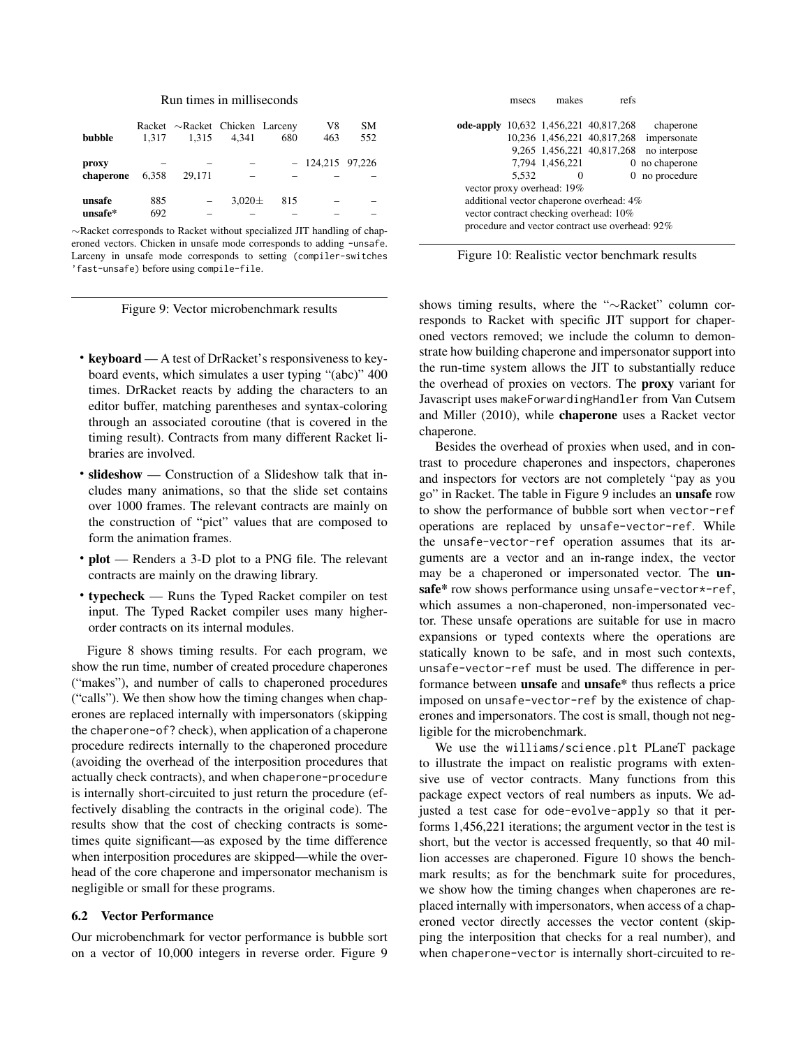Run times in milliseconds

| | Racket | ∼Racket | Chicken | Larceny | V8 | SM |
|---|---|---|---|---|---|---|
| **bubble** | 1,317 | 1,315 | 4,341 | 680 | 463 | 552 |
| **proxy** | – | – | – | – | 124,215 | 97,226 |
| **chaperone** | 6,358 | 29,171 | – | – | – | – |
| **unsafe** | 885 | – | 3,020± | 815 | – | – |
| **unsafe*** | 692 | – | – | – | – | – |

∼Racket corresponds to Racket without specialized JIT handling of chaperoned vectors. Chicken in unsafe mode corresponds to adding `-unsafe`. Larceny in unsafe mode corresponds to setting `(compiler-switches 'fast-unsafe)` before using `compile-file`.

Figure 9: Vector microbenchmark results

- **keyboard** — A test of DrRacket's responsiveness to keyboard events, which simulates a user typing "(abc)" 400 times. DrRacket reacts by adding the characters to an editor buffer, matching parentheses and syntax-coloring through an associated coroutine (that is covered in the timing result). Contracts from many different Racket libraries are involved.
- **slideshow** — Construction of a Slideshow talk that includes many animations, so that the slide set contains over 1000 frames. The relevant contracts are mainly on the construction of "pict" values that are composed to form the animation frames.
- **plot** — Renders a 3-D plot to a PNG file. The relevant contracts are mainly on the drawing library.
- **typecheck** — Runs the Typed Racket compiler on test input. The Typed Racket compiler uses many higher-order contracts on its internal modules.

Figure 8 shows timing results. For each program, we show the run time, number of created procedure chaperones ("makes"), and number of calls to chaperoned procedures ("calls"). We then show how the timing changes when chaperones are replaced internally with impersonators (skipping the `chaperone-of?` check), when application of a chaperone procedure redirects internally to the chaperoned procedure (avoiding the overhead of the interposition procedures that actually check contracts), and when `chaperone-procedure` is internally short-circuited to just return the procedure (effectively disabling the contracts in the original code). The results show that the cost of checking contracts is sometimes quite significant—as exposed by the time difference when interposition procedures are skipped—while the overhead of the core chaperone and impersonator mechanism is negligible or small for these programs.

### 6.2 Vector Performance

Our microbenchmark for vector performance is bubble sort on a vector of 10,000 integers in reverse order. Figure 9 shows timing results, where the "∼Racket" column corresponds to Racket with specific JIT support for chaperoned vectors removed; we include the column to demonstrate how building chaperone and impersonator support into the run-time system allows the JIT to substantially reduce the overhead of proxies on vectors. The **proxy** variant for Javascript uses `makeForwardingHandler` from Van Cutsem and Miller (2010), while **chaperone** uses a Racket vector chaperone.

Besides the overhead of proxies when used, and in contrast to procedure chaperones and inspectors, chaperones and inspectors for vectors are not completely "pay as you go" in Racket. The table in Figure 9 includes an **unsafe** row to show the performance of bubble sort when `vector-ref` operations are replaced by `unsafe-vector-ref`. While the `unsafe-vector-ref` operation assumes that its arguments are a vector and an in-range index, the vector may be a chaperoned or impersonated vector. The **unsafe*** row shows performance using `unsafe-vector*-ref`, which assumes a non-chaperoned, non-impersonated vector. These unsafe operations are suitable for use in macro expansions or typed contexts where the operations are statically known to be safe, and in most such contexts, `unsafe-vector-ref` must be used. The difference in performance between **unsafe** and **unsafe*** thus reflects a price imposed on `unsafe-vector-ref` by the existence of chaperones and impersonators. The cost is small, though not negligible for the microbenchmark.

| | msecs | makes | refs | |
|---|---|---|---|---|
| **ode-apply** | 10,632 | 1,456,221 | 40,817,268 | chaperone |
| | 10,236 | 1,456,221 | 40,817,268 | impersonate |
| | 9,265 | 1,456,221 | 40,817,268 | no interpose |
| | 7,794 | 1,456,221 | 0 | no chaperone |
| | 5,532 | 0 | 0 | no procedure |

vector proxy overhead: 19%
additional vector chaperone overhead: 4%
vector contract checking overhead: 10%
procedure and vector contract use overhead: 92%

Figure 10: Realistic vector benchmark results

We use the `williams/science.plt` PLaneT package to illustrate the impact on realistic programs with extensive use of vector contracts. Many functions from this package expect vectors of real numbers as inputs. We adjusted a test case for `ode-evolve-apply` so that it performs 1,456,221 iterations; the argument vector in the test is short, but the vector is accessed frequently, so that 40 million accesses are chaperoned. Figure 10 shows the benchmark results; as for the benchmark suite for procedures, we show how the timing changes when chaperones are replaced internally with impersonators, when access of a chaperoned vector directly accesses the vector content (skipping the interposition that checks for a real number), and when `chaperone-vector` is internally short-circuited to re-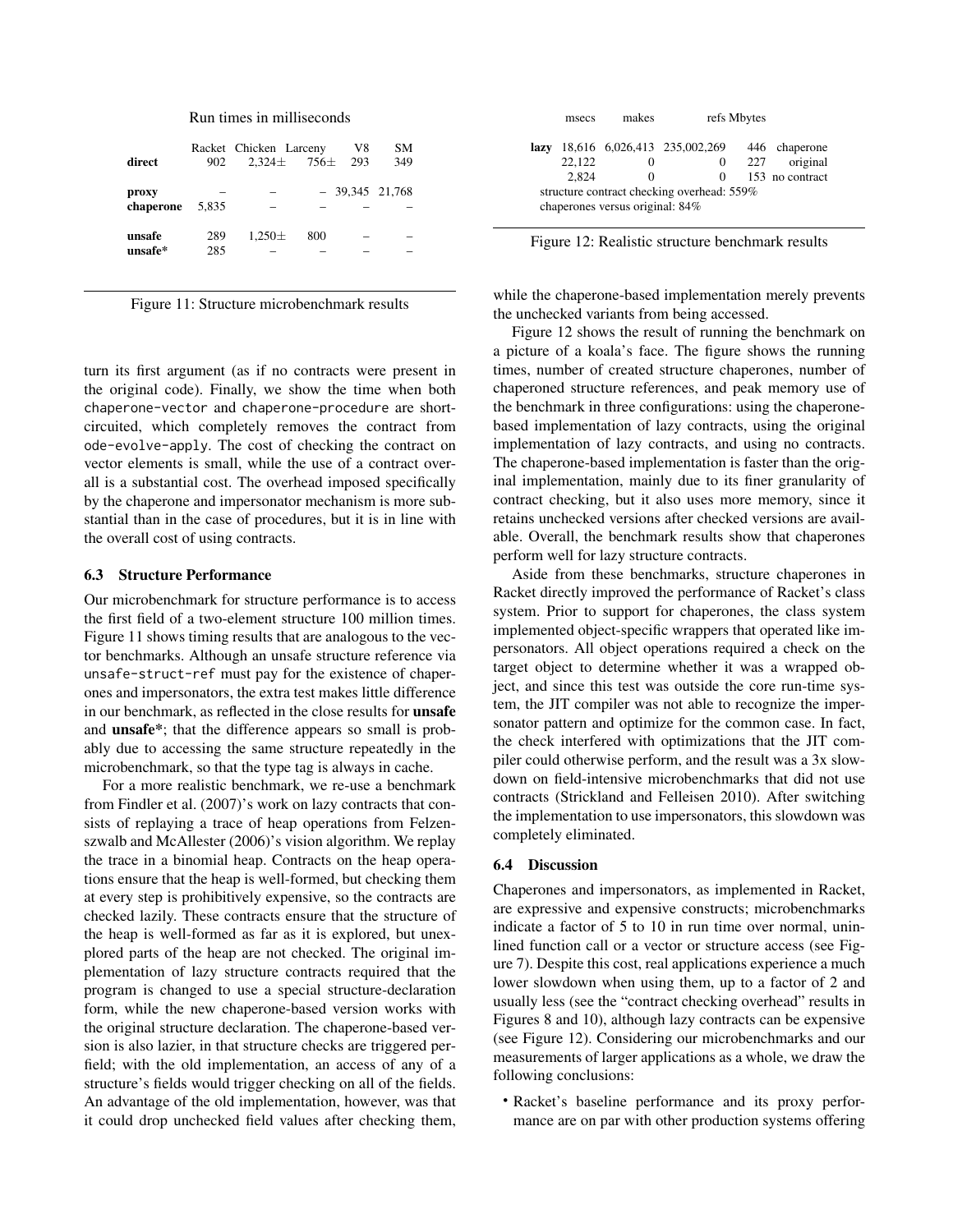Run times in milliseconds

| | Racket | Chicken | Larceny | V8 | SM |
|---|---|---|---|---|---|
| **direct** | 902 | 2,324± | 756± | 293 | 349 |
| **proxy** | – | – | – | 39,345 | 21,768 |
| **chaperone** | 5,835 | – | – | – | – |
| **unsafe** | 289 | 1,250± | 800 | – | – |
| **unsafe*** | 285 | – | – | – | – |

Figure 11: Structure microbenchmark results

turn its first argument (as if no contracts were present in the original code). Finally, we show the time when both `chaperone-vector` and `chaperone-procedure` are short-circuited, which completely removes the contract from `ode-evolve-apply`. The cost of checking the contract on vector elements is small, while the use of a contract overall is a substantial cost. The overhead imposed specifically by the chaperone and impersonator mechanism is more substantial than in the case of procedures, but it is in line with the overall cost of using contracts.

### 6.3 Structure Performance

Our microbenchmark for structure performance is to access the first field of a two-element structure 100 million times. Figure 11 shows timing results that are analogous to the vector benchmarks. Although an unsafe structure reference via `unsafe-struct-ref` must pay for the existence of chaperones and impersonators, the extra test makes little difference in our benchmark, as reflected in the close results for **unsafe** and **unsafe***; that the difference appears so small is probably due to accessing the same structure repeatedly in the microbenchmark, so that the type tag is always in cache.

For a more realistic benchmark, we re-use a benchmark from Findler et al. (2007)'s work on lazy contracts that consists of replaying a trace of heap operations from Felzenszwalb and McAllester (2006)'s vision algorithm. We replay the trace in a binomial heap. Contracts on the heap operations ensure that the heap is well-formed, but checking them at every step is prohibitively expensive, so the contracts are checked lazily. These contracts ensure that the structure of the heap is well-formed as far as it is explored, but unexplored parts of the heap are not checked. The original implementation of lazy structure contracts required that the program is changed to use a special structure-declaration form, while the new chaperone-based version works with the original structure declaration. The chaperone-based version is also lazier, in that structure checks are triggered per-field; with the old implementation, an access of any of a structure's fields would trigger checking on all of the fields. An advantage of the old implementation, however, was that it could drop unchecked field values after checking them, while the chaperone-based implementation merely prevents the unchecked variants from being accessed.

| | msecs | makes | refs | Mbytes | |
|---|---|---|---|---|---|
| **lazy** | 18,616 | 6,026,413 | 235,002,269 | 446 | chaperone |
| | 22,122 | 0 | 0 | 227 | original |
| | 2,824 | 0 | 0 | 153 | no contract |

structure contract checking overhead: 559%
chaperones versus original: 84%

Figure 12: Realistic structure benchmark results

Figure 12 shows the result of running the benchmark on a picture of a koala's face. The figure shows the running times, number of created structure chaperones, number of chaperoned structure references, and peak memory use of the benchmark in three configurations: using the chaperone-based implementation of lazy contracts, using the original implementation of lazy contracts, and using no contracts. The chaperone-based implementation is faster than the original implementation, mainly due to its finer granularity of contract checking, but it also uses more memory, since it retains unchecked versions after checked versions are available. Overall, the benchmark results show that chaperones perform well for lazy structure contracts.

Aside from these benchmarks, structure chaperones in Racket directly improved the performance of Racket's class system. Prior to support for chaperones, the class system implemented object-specific wrappers that operated like impersonators. All object operations required a check on the target object to determine whether it was a wrapped object, and since this test was outside the core run-time system, the JIT compiler was not able to recognize the impersonator pattern and optimize for the common case. In fact, the check interfered with optimizations that the JIT compiler could otherwise perform, and the result was a 3x slowdown on field-intensive microbenchmarks that did not use contracts (Strickland and Felleisen 2010). After switching the implementation to use impersonators, this slowdown was completely eliminated.

### 6.4 Discussion

Chaperones and impersonators, as implemented in Racket, are expressive and expensive constructs; microbenchmarks indicate a factor of 5 to 10 in run time over normal, unintlined function call or a vector or structure access (see Figure 7). Despite this cost, real applications experience a much lower slowdown when using them, up to a factor of 2 and usually less (see the "contract checking overhead" results in Figures 8 and 10), although lazy contracts can be expensive (see Figure 12). Considering our microbenchmarks and our measurements of larger applications as a whole, we draw the following conclusions:

- Racket's baseline performance and its proxy performance are on par with other production systems offering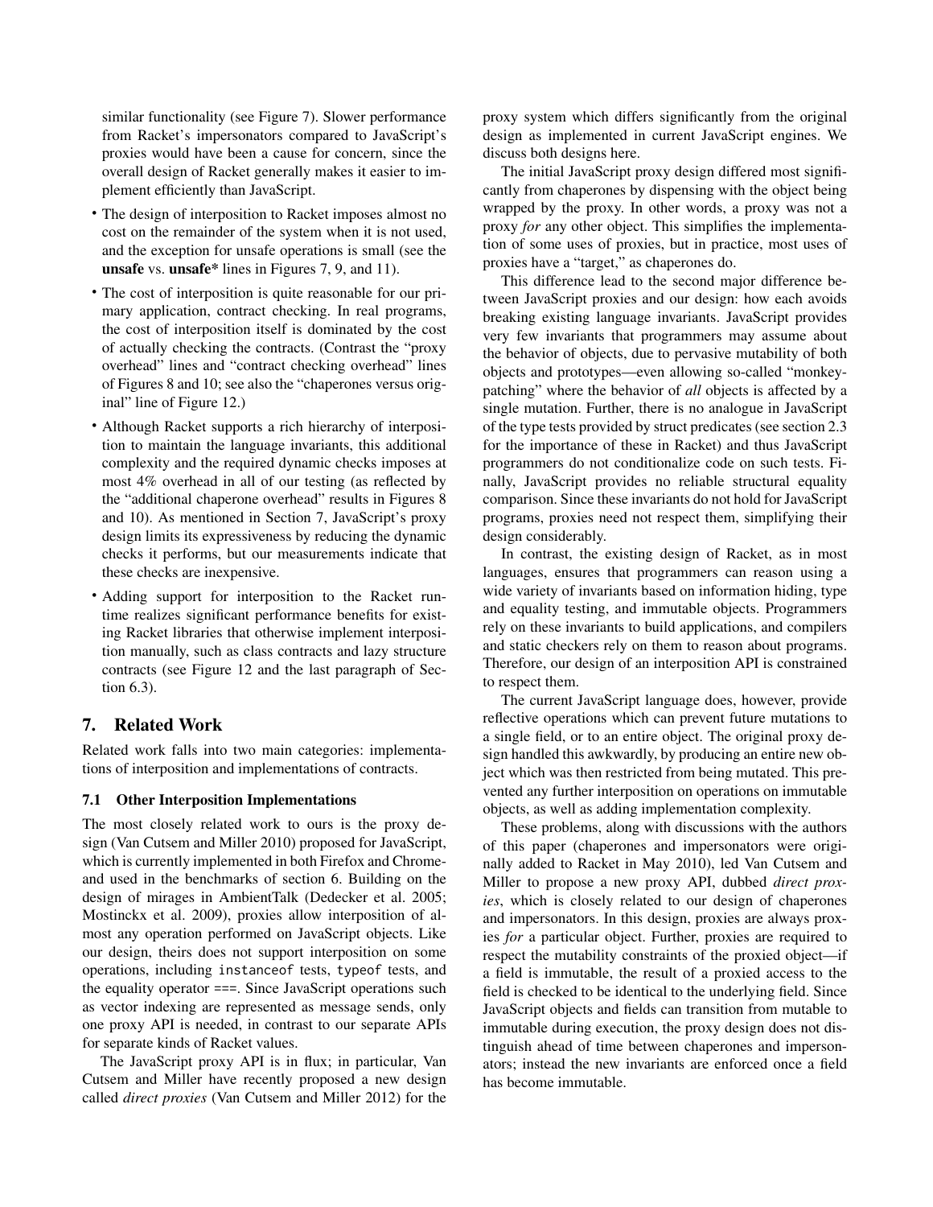similar functionality (see Figure 7). Slower performance from Racket's impersonators compared to JavaScript's proxies would have been a cause for concern, since the overall design of Racket generally makes it easier to implement efficiently than JavaScript.

- The design of interposition to Racket imposes almost no cost on the remainder of the system when it is not used, and the exception for unsafe operations is small (see the **unsafe** vs. **unsafe*** lines in Figures 7, 9, and 11).
- The cost of interposition is quite reasonable for our primary application, contract checking. In real programs, the cost of interposition itself is dominated by the cost of actually checking the contracts. (Contrast the "proxy overhead" lines and "contract checking overhead" lines of Figures 8 and 10; see also the "chaperones versus original" line of Figure 12.)
- Although Racket supports a rich hierarchy of interposition to maintain the language invariants, this additional complexity and the required dynamic checks imposes at most 4% overhead in all of our testing (as reflected by the "additional chaperone overhead" results in Figures 8 and 10). As mentioned in Section 7, JavaScript's proxy design limits its expressiveness by reducing the dynamic checks it performs, but our measurements indicate that these checks are inexpensive.
- Adding support for interposition to the Racket runtime realizes significant performance benefits for existing Racket libraries that otherwise implement interposition manually, such as class contracts and lazy structure contracts (see Figure 12 and the last paragraph of Section 6.3).

## 7. Related Work

Related work falls into two main categories: implementations of interposition and implementations of contracts.

### 7.1 Other Interposition Implementations

The most closely related work to ours is the proxy design (Van Cutsem and Miller 2010) proposed for JavaScript, which is currently implemented in both Firefox and Chrome and used in the benchmarks of section 6. Building on the design of mirages in AmbientTalk (Dedecker et al. 2005; Mostinckx et al. 2009), proxies allow interposition of almost any operation performed on JavaScript objects. Like our design, theirs does not support interposition on some operations, including `instanceof` tests, `typeof` tests, and the equality operator `===`. Since JavaScript operations such as vector indexing are represented as message sends, only one proxy API is needed, in contrast to our separate APIs for separate kinds of Racket values.

The JavaScript proxy API is in flux; in particular, Van Cutsem and Miller have recently proposed a new design called *direct proxies* (Van Cutsem and Miller 2012) for the proxy system which differs significantly from the original design as implemented in current JavaScript engines. We discuss both designs here.

The initial JavaScript proxy design differed most significantly from chaperones by dispensing with the object being wrapped by the proxy. In other words, a proxy was not a proxy *for* any other object. This simplifies the implementation of some uses of proxies, but in practice, most uses of proxies have a "target," as chaperones do.

This difference lead to the second major difference between JavaScript proxies and our design: how each avoids breaking existing language invariants. JavaScript provides very few invariants that programmers may assume about the behavior of objects, due to pervasive mutability of both objects and prototypes—even allowing so-called "monkey-patching" where the behavior of *all* objects is affected by a single mutation. Further, there is no analogue in JavaScript of the type tests provided by struct predicates (see section 2.3 for the importance of these in Racket) and thus JavaScript programmers do not conditionalize code on such tests. Finally, JavaScript provides no reliable structural equality comparison. Since these invariants do not hold for JavaScript programs, proxies need not respect them, simplifying their design considerably.

In contrast, the existing design of Racket, as in most languages, ensures that programmers can reason using a wide variety of invariants based on information hiding, type and equality testing, and immutable objects. Programmers rely on these invariants to build applications, and compilers and static checkers rely on them to reason about programs. Therefore, our design of an interposition API is constrained to respect them.

The current JavaScript language does, however, provide reflective operations which can prevent future mutations to a single field, or to an entire object. The original proxy design handled this awkwardly, by producing an entire new object which was then restricted from being mutated. This prevented any further interposition on operations on immutable objects, as well as adding implementation complexity.

These problems, along with discussions with the authors of this paper (chaperones and impersonators were originally added to Racket in May 2010), led Van Cutsem and Miller to propose a new proxy API, dubbed *direct proxies*, which is closely related to our design of chaperones and impersonators. In this design, proxies are always proxies *for* a particular object. Further, proxies are required to respect the mutability constraints of the proxied object—if a field is immutable, the result of a proxied access to the field is checked to be identical to the underlying field. Since JavaScript objects and fields can transition from mutable to immutable during execution, the proxy design does not distinguish ahead of time between chaperones and impersonators; instead the new invariants are enforced once a field has become immutable.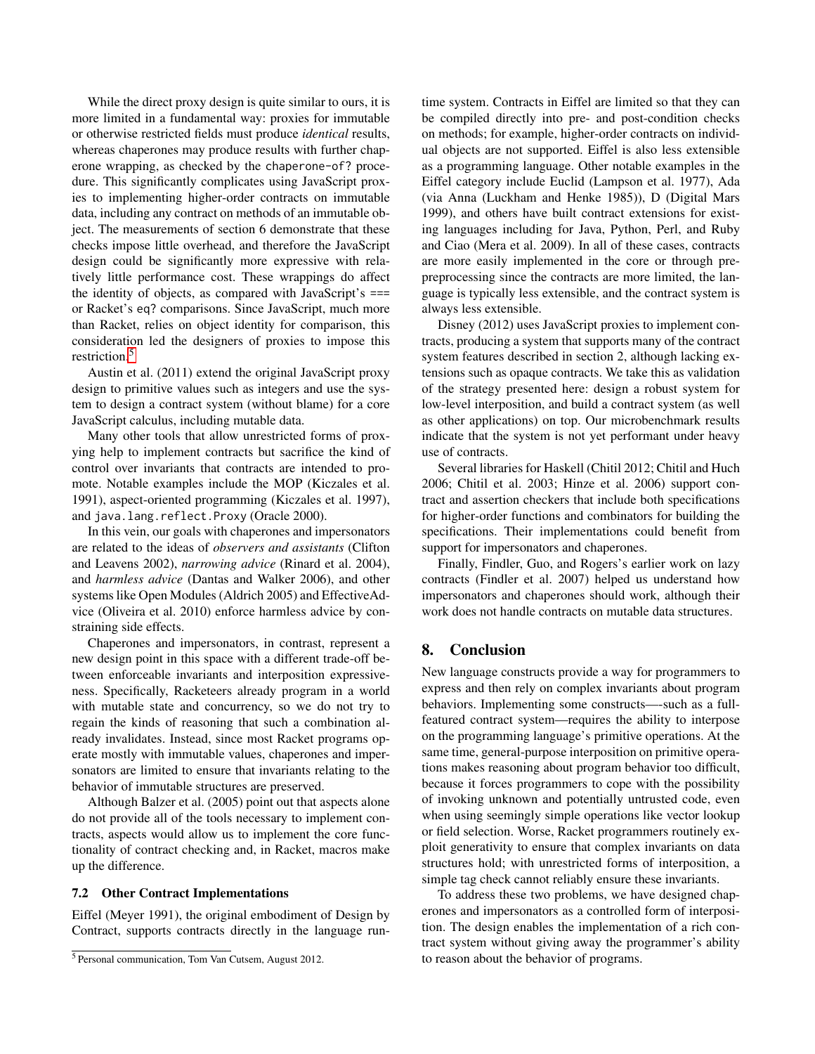While the direct proxy design is quite similar to ours, it is more limited in a fundamental way: proxies for immutable or otherwise restricted fields must produce *identical* results, whereas chaperones may produce results with further chaperone wrapping, as checked by the `chaperone-of?` procedure. This significantly complicates using JavaScript proxies to implementing higher-order contracts on immutable data, including any contract on methods of an immutable object. The measurements of section 6 demonstrate that these checks impose little overhead, and therefore the JavaScript design could be significantly more expressive with relatively little performance cost. These wrappings do affect the identity of objects, as compared with JavaScript's `===` or Racket's `eq?` comparisons. Since JavaScript, much more than Racket, relies on object identity for comparison, this consideration led the designers of proxies to impose this restriction.[5]

Austin et al. (2011) extend the original JavaScript proxy design to primitive values such as integers and use the system to design a contract system (without blame) for a core JavaScript calculus, including mutable data.

Many other tools that allow unrestricted forms of proxying help to implement contracts but sacrifice the kind of control over invariants that contracts are intended to promote. Notable examples include the MOP (Kiczales et al. 1991), aspect-oriented programming (Kiczales et al. 1997), and `java.lang.reflect.Proxy` (Oracle 2000).

In this vein, our goals with chaperones and impersonators are related to the ideas of *observers and assistants* (Clifton and Leavens 2002), *narrowing advice* (Rinard et al. 2004), and *harmless advice* (Dantas and Walker 2006), and other systems like Open Modules (Aldrich 2005) and EffectiveAdvice (Oliveira et al. 2010) enforce harmless advice by constraining side effects.

Chaperones and impersonators, in contrast, represent a new design point in this space with a different trade-off between enforceable invariants and interposition expressiveness. Specifically, Racketeers already program in a world with mutable state and concurrency, so we do not try to regain the kinds of reasoning that such a combination already invalidates. Instead, since most Racket programs operate mostly with immutable values, chaperones and impersonators are limited to ensure that invariants relating to the behavior of immutable structures are preserved.

Although Balzer et al. (2005) point out that aspects alone do not provide all of the tools necessary to implement contracts, aspects would allow us to implement the core functionality of contract checking and, in Racket, macros make up the difference.

### 7.2 Other Contract Implementations

Eiffel (Meyer 1991), the original embodiment of Design by Contract, supports contracts directly in the language run-time system. Contracts in Eiffel are limited so that they can be compiled directly into pre- and post-condition checks on methods; for example, higher-order contracts on individual objects are not supported. Eiffel is also less extensible as a programming language. Other notable examples in the Eiffel category include Euclid (Lampson et al. 1977), Ada (via Anna (Luckham and Henke 1985)), D (Digital Mars 1999), and others have built contract extensions for existing languages including for Java, Python, Perl, and Ruby and Ciao (Mera et al. 2009). In all of these cases, contracts are more easily implemented in the core or through prepreprocessing since the contracts are more limited, the language is typically less extensible, and the contract system is always less extensible.

Disney (2012) uses JavaScript proxies to implement contracts, producing a system that supports many of the contract system features described in section 2, although lacking extensions such as opaque contracts. We take this as validation of the strategy presented here: design a robust system for low-level interposition, and build a contract system (as well as other applications) on top. Our microbenchmark results indicate that the system is not yet performant under heavy use of contracts.

Several libraries for Haskell (Chitil 2012; Chitil and Huch 2006; Chitil et al. 2003; Hinze et al. 2006) support contract and assertion checkers that include both specifications for higher-order functions and combinators for building the specifications. Their implementations could benefit from support for impersonators and chaperones.

Finally, Findler, Guo, and Rogers's earlier work on lazy contracts (Findler et al. 2007) helped us understand how impersonators and chaperones should work, although their work does not handle contracts on mutable data structures.

## 8. Conclusion

New language constructs provide a way for programmers to express and then rely on complex invariants about program behaviors. Implementing some constructs—-such as a full-featured contract system—requires the ability to interpose on the programming language's primitive operations. At the same time, general-purpose interposition on primitive operations makes reasoning about program behavior too difficult, because it forces programmers to cope with the possibility of invoking unknown and potentially untrusted code, even when using seemingly simple operations like vector lookup or field selection. Worse, Racket programmers routinely exploit generativity to ensure that complex invariants on data structures hold; with unrestricted forms of interposition, a simple tag check cannot reliably ensure these invariants.

To address these two problems, we have designed chaperones and impersonators as a controlled form of interposition. The design enables the implementation of a rich contract system without giving away the programmer's ability to reason about the behavior of programs.

[5] Personal communication, Tom Van Cutsem, August 2012.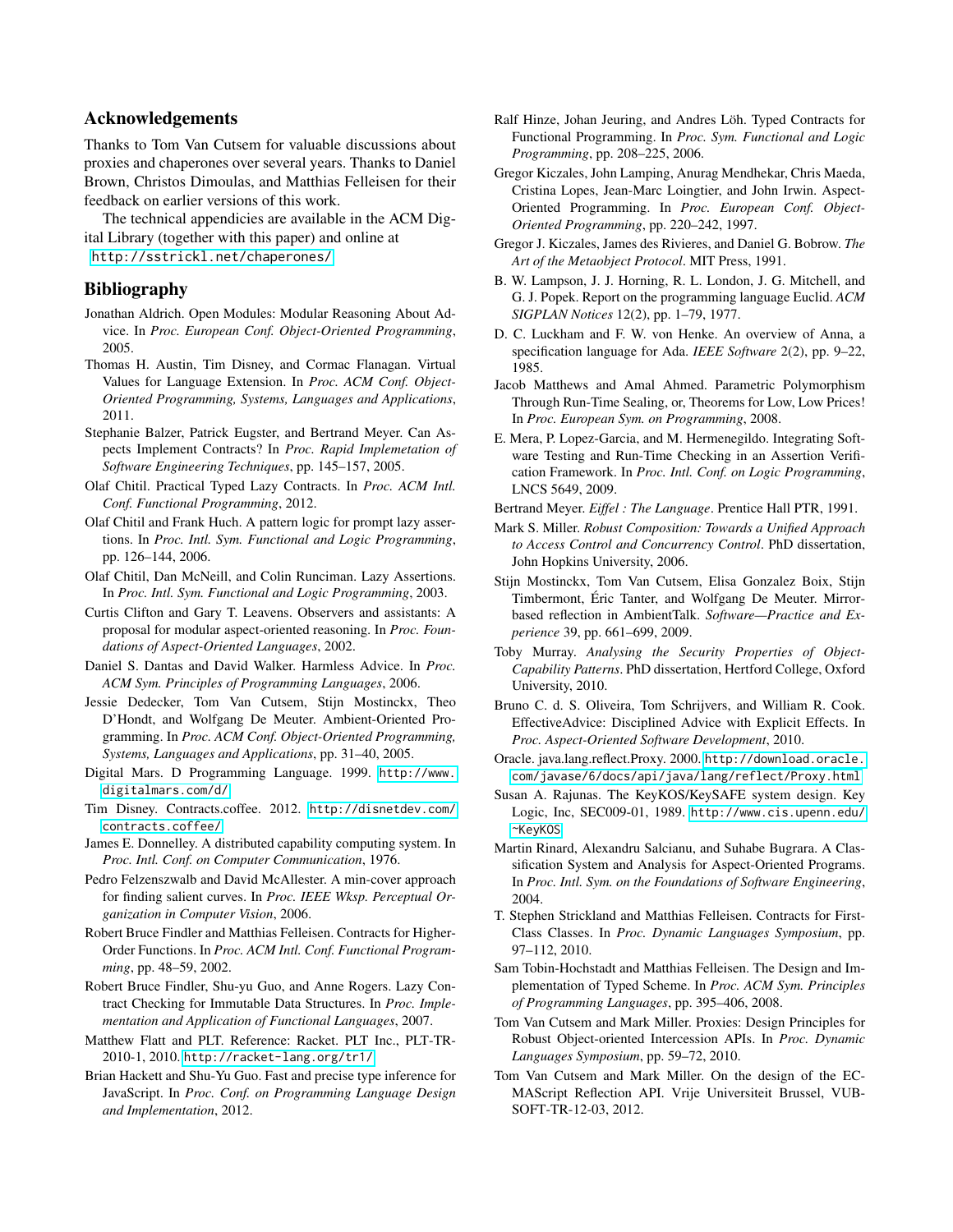## Acknowledgements

Thanks to Tom Van Cutsem for valuable discussions about proxies and chaperones over several years. Thanks to Daniel Brown, Christos Dimoulas, and Matthias Felleisen for their feedback on earlier versions of this work.

The technical appendicies are available in the ACM Digital Library (together with this paper) and online at http://sstrickl.net/chaperones/

## Bibliography

Jonathan Aldrich. Open Modules: Modular Reasoning About Advice. In *Proc. European Conf. Object-Oriented Programming*, 2005.

Thomas H. Austin, Tim Disney, and Cormac Flanagan. Virtual Values for Language Extension. In *Proc. ACM Conf. Object-Oriented Programming, Systems, Languages and Applications*, 2011.

Stephanie Balzer, Patrick Eugster, and Bertrand Meyer. Can Aspects Implement Contracts? In *Proc. Rapid Implemetation of Software Engineering Techniques*, pp. 145–157, 2005.

Olaf Chitil. Practical Typed Lazy Contracts. In *Proc. ACM Intl. Conf. Functional Programming*, 2012.

Olaf Chitil and Frank Huch. A pattern logic for prompt lazy assertions. In *Proc. Intl. Sym. Functional and Logic Programming*, pp. 126–144, 2006.

Olaf Chitil, Dan McNeill, and Colin Runciman. Lazy Assertions. In *Proc. Intl. Sym. Functional and Logic Programming*, 2003.

Curtis Clifton and Gary T. Leavens. Observers and assistants: A proposal for modular aspect-oriented reasoning. In *Proc. Foundations of Aspect-Oriented Languages*, 2002.

Daniel S. Dantas and David Walker. Harmless Advice. In *Proc. ACM Sym. Principles of Programming Languages*, 2006.

Jessie Dedecker, Tom Van Cutsem, Stijn Mostinckx, Theo D'Hondt, and Wolfgang De Meuter. Ambient-Oriented Programming. In *Proc. ACM Conf. Object-Oriented Programming, Systems, Languages and Applications*, pp. 31–40, 2005.

Digital Mars. D Programming Language. 1999. http://www.digitalmars.com/d/

Tim Disney. Contracts.coffee. 2012. http://disnetdev.com/contracts.coffee/

James E. Donnelley. A distributed capability computing system. In *Proc. Intl. Conf. on Computer Communication*, 1976.

Pedro Felzenszwalb and David McAllester. A min-cover approach for finding salient curves. In *Proc. IEEE Wksp. Perceptual Organization in Computer Vision*, 2006.

Robert Bruce Findler and Matthias Felleisen. Contracts for Higher-Order Functions. In *Proc. ACM Intl. Conf. Functional Programming*, pp. 48–59, 2002.

Robert Bruce Findler, Shu-yu Guo, and Anne Rogers. Lazy Contract Checking for Immutable Data Structures. In *Proc. Implementation and Application of Functional Languages*, 2007.

Matthew Flatt and PLT. Reference: Racket. PLT Inc., PLT-TR-2010-1, 2010. http://racket-lang.org/tr1/

Brian Hackett and Shu-Yu Guo. Fast and precise type inference for JavaScript. In *Proc. Conf. on Programming Language Design and Implementation*, 2012.

Ralf Hinze, Johan Jeuring, and Andres Löh. Typed Contracts for Functional Programming. In *Proc. Sym. Functional and Logic Programming*, pp. 208–225, 2006.

Gregor Kiczales, John Lamping, Anurag Mendhekar, Chris Maeda, Cristina Lopes, Jean-Marc Loingtier, and John Irwin. Aspect-Oriented Programming. In *Proc. European Conf. Object-Oriented Programming*, pp. 220–242, 1997.

Gregor J. Kiczales, James des Rivieres, and Daniel G. Bobrow. *The Art of the Metaobject Protocol*. MIT Press, 1991.

B. W. Lampson, J. J. Horning, R. L. London, J. G. Mitchell, and G. J. Popek. Report on the programming language Euclid. *ACM SIGPLAN Notices* 12(2), pp. 1–79, 1977.

D. C. Luckham and F. W. von Henke. An overview of Anna, a specification language for Ada. *IEEE Software* 2(2), pp. 9–22, 1985.

Jacob Matthews and Amal Ahmed. Parametric Polymorphism Through Run-Time Sealing, or, Theorems for Low, Low Prices! In *Proc. European Sym. on Programming*, 2008.

E. Mera, P. Lopez-Garcia, and M. Hermenegildo. Integrating Software Testing and Run-Time Checking in an Assertion Verification Framework. In *Proc. Intl. Conf. on Logic Programming*, LNCS 5649, 2009.

Bertrand Meyer. *Eiffel : The Language*. Prentice Hall PTR, 1991.

Mark S. Miller. *Robust Composition: Towards a Unified Approach to Access Control and Concurrency Control*. PhD dissertation, John Hopkins University, 2006.

Stijn Mostinckx, Tom Van Cutsem, Elisa Gonzalez Boix, Stijn Timbermont, Éric Tanter, and Wolfgang De Meuter. Mirror-based reflection in AmbientTalk. *Software—Practice and Experience* 39, pp. 661–699, 2009.

Toby Murray. *Analysing the Security Properties of Object-Capability Patterns*. PhD dissertation, Hertford College, Oxford University, 2010.

Bruno C. d. S. Oliveira, Tom Schrijvers, and William R. Cook. EffectiveAdvice: Disciplined Advice with Explicit Effects. In *Proc. Aspect-Oriented Software Development*, 2010.

Oracle. java.lang.reflect.Proxy. 2000. http://download.oracle.com/javase/6/docs/api/java/lang/reflect/Proxy.html

Susan A. Rajunas. The KeyKOS/KeySAFE system design. Key Logic, Inc, SEC009-01, 1989. http://www.cis.upenn.edu/~KeyKOS

Martin Rinard, Alexandru Salcianu, and Suhabe Bugrara. A Classification System and Analysis for Aspect-Oriented Programs. In *Proc. Intl. Sym. on the Foundations of Software Engineering*, 2004.

T. Stephen Strickland and Matthias Felleisen. Contracts for First-Class Classes. In *Proc. Dynamic Languages Symposium*, pp. 97–112, 2010.

Sam Tobin-Hochstadt and Matthias Felleisen. The Design and Implementation of Typed Scheme. In *Proc. ACM Sym. Principles of Programming Languages*, pp. 395–406, 2008.

Tom Van Cutsem and Mark Miller. Proxies: Design Principles for Robust Object-oriented Intercession APIs. In *Proc. Dynamic Languages Symposium*, pp. 59–72, 2010.

Tom Van Cutsem and Mark Miller. On the design of the ECMAScript Reflection API. Vrije Universiteit Brussel, VUB-SOFT-TR-12-03, 2012.